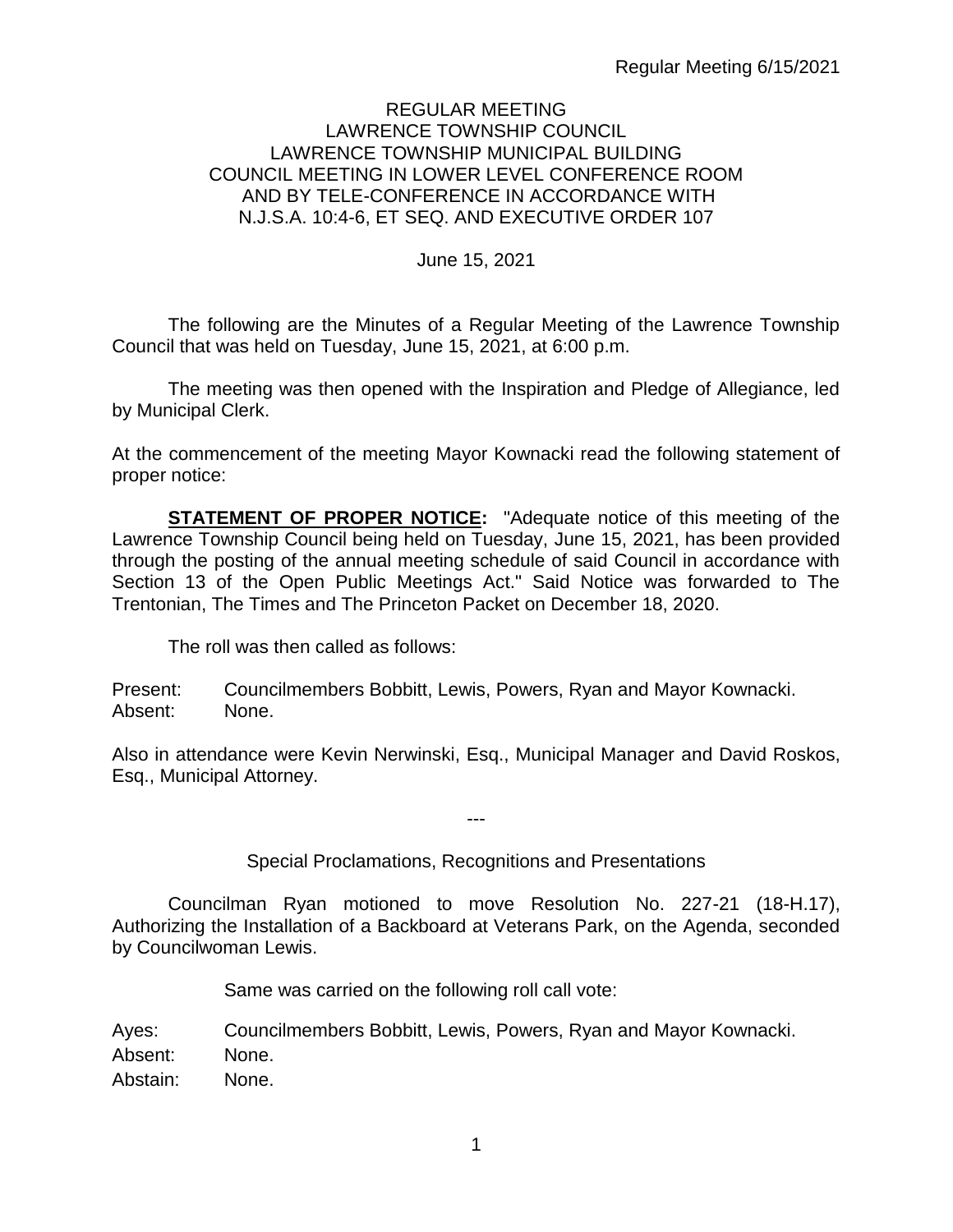# REGULAR MEETING
## LAWRENCE TOWNSHIP COUNCIL
## LAWRENCE TOWNSHIP MUNICIPAL BUILDING
## COUNCIL MEETING IN LOWER LEVEL CONFERENCE ROOM AND BY TELE-CONFERENCE IN ACCORDANCE WITH N.J.S.A. 10:4-6, ET SEQ. AND EXECUTIVE ORDER 107

June 15, 2021

The following are the Minutes of a Regular Meeting of the Lawrence Township Council that was held on Tuesday, June 15, 2021, at 6:00 p.m.

The meeting was then opened with the Inspiration and Pledge of Allegiance, led by Municipal Clerk.

At the commencement of the meeting Mayor Kownacki read the following statement of proper notice:

**STATEMENT OF PROPER NOTICE:** "Adequate notice of this meeting of the Lawrence Township Council being held on Tuesday, June 15, 2021, has been provided through the posting of the annual meeting schedule of said Council in accordance with Section 13 of the Open Public Meetings Act." Said Notice was forwarded to The Trentonian, The Times and The Princeton Packet on December 18, 2020.

The roll was then called as follows:

Present: Councilmembers Bobbitt, Lewis, Powers, Ryan and Mayor Kownacki.
Absent: None.

Also in attendance were Kevin Nerwinski, Esq., Municipal Manager and David Roskos, Esq., Municipal Attorney.

---

Special Proclamations, Recognitions and Presentations

Councilman Ryan motioned to move Resolution No. 227-21 (18-H.17), Authorizing the Installation of a Backboard at Veterans Park, on the Agenda, seconded by Councilwoman Lewis.

Same was carried on the following roll call vote:

Ayes: Councilmembers Bobbitt, Lewis, Powers, Ryan and Mayor Kownacki.
Absent: None.
Abstain: None.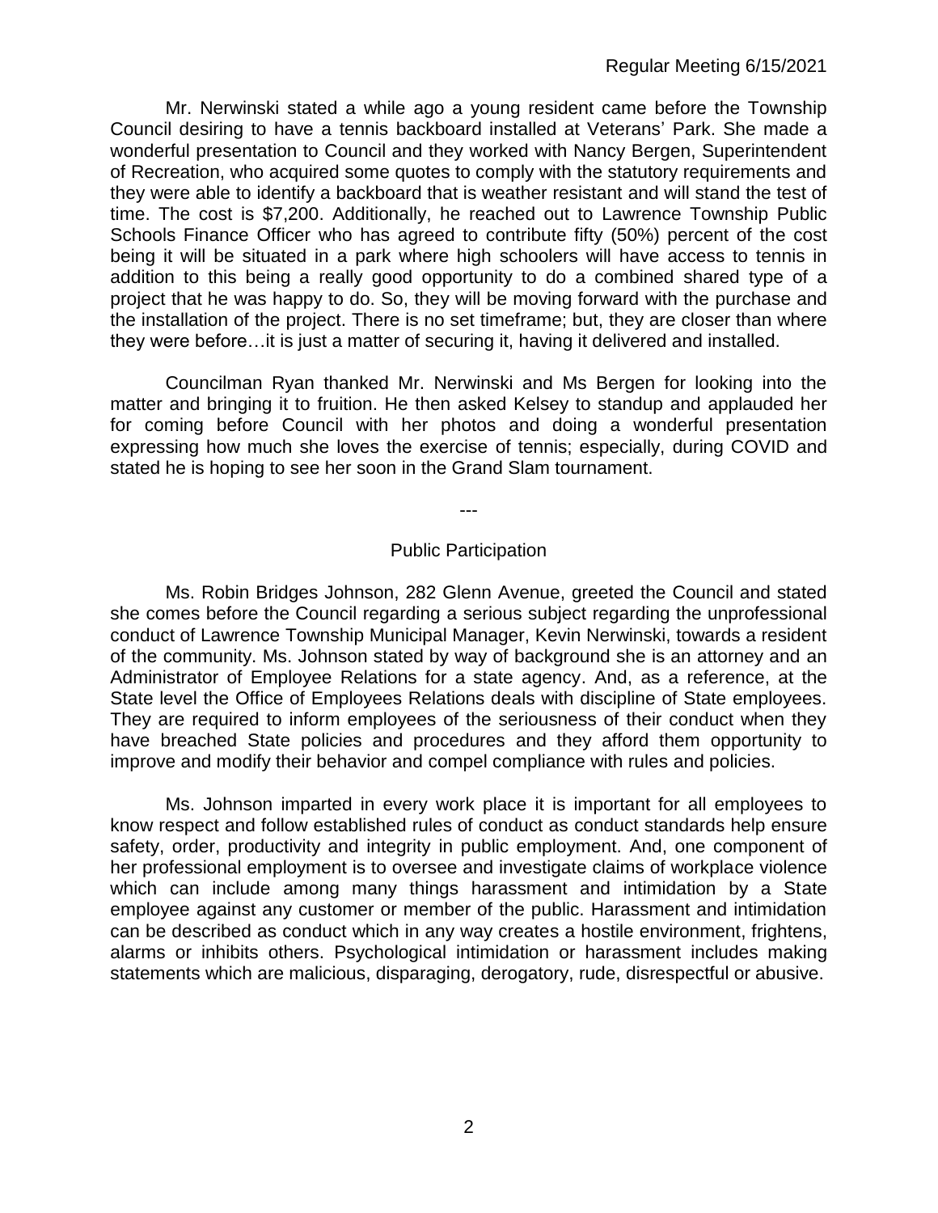Mr. Nerwinski stated a while ago a young resident came before the Township Council desiring to have a tennis backboard installed at Veterans' Park. She made a wonderful presentation to Council and they worked with Nancy Bergen, Superintendent of Recreation, who acquired some quotes to comply with the statutory requirements and they were able to identify a backboard that is weather resistant and will stand the test of time. The cost is $7,200. Additionally, he reached out to Lawrence Township Public Schools Finance Officer who has agreed to contribute fifty (50%) percent of the cost being it will be situated in a park where high schoolers will have access to tennis in addition to this being a really good opportunity to do a combined shared type of a project that he was happy to do. So, they will be moving forward with the purchase and the installation of the project. There is no set timeframe; but, they are closer than where they were before…it is just a matter of securing it, having it delivered and installed.

Councilman Ryan thanked Mr. Nerwinski and Ms Bergen for looking into the matter and bringing it to fruition. He then asked Kelsey to standup and applauded her for coming before Council with her photos and doing a wonderful presentation expressing how much she loves the exercise of tennis; especially, during COVID and stated he is hoping to see her soon in the Grand Slam tournament.

---

Public Participation

Ms. Robin Bridges Johnson, 282 Glenn Avenue, greeted the Council and stated she comes before the Council regarding a serious subject regarding the unprofessional conduct of Lawrence Township Municipal Manager, Kevin Nerwinski, towards a resident of the community. Ms. Johnson stated by way of background she is an attorney and an Administrator of Employee Relations for a state agency. And, as a reference, at the State level the Office of Employees Relations deals with discipline of State employees. They are required to inform employees of the seriousness of their conduct when they have breached State policies and procedures and they afford them opportunity to improve and modify their behavior and compel compliance with rules and policies.

Ms. Johnson imparted in every work place it is important for all employees to know respect and follow established rules of conduct as conduct standards help ensure safety, order, productivity and integrity in public employment. And, one component of her professional employment is to oversee and investigate claims of workplace violence which can include among many things harassment and intimidation by a State employee against any customer or member of the public. Harassment and intimidation can be described as conduct which in any way creates a hostile environment, frightens, alarms or inhibits others. Psychological intimidation or harassment includes making statements which are malicious, disparaging, derogatory, rude, disrespectful or abusive.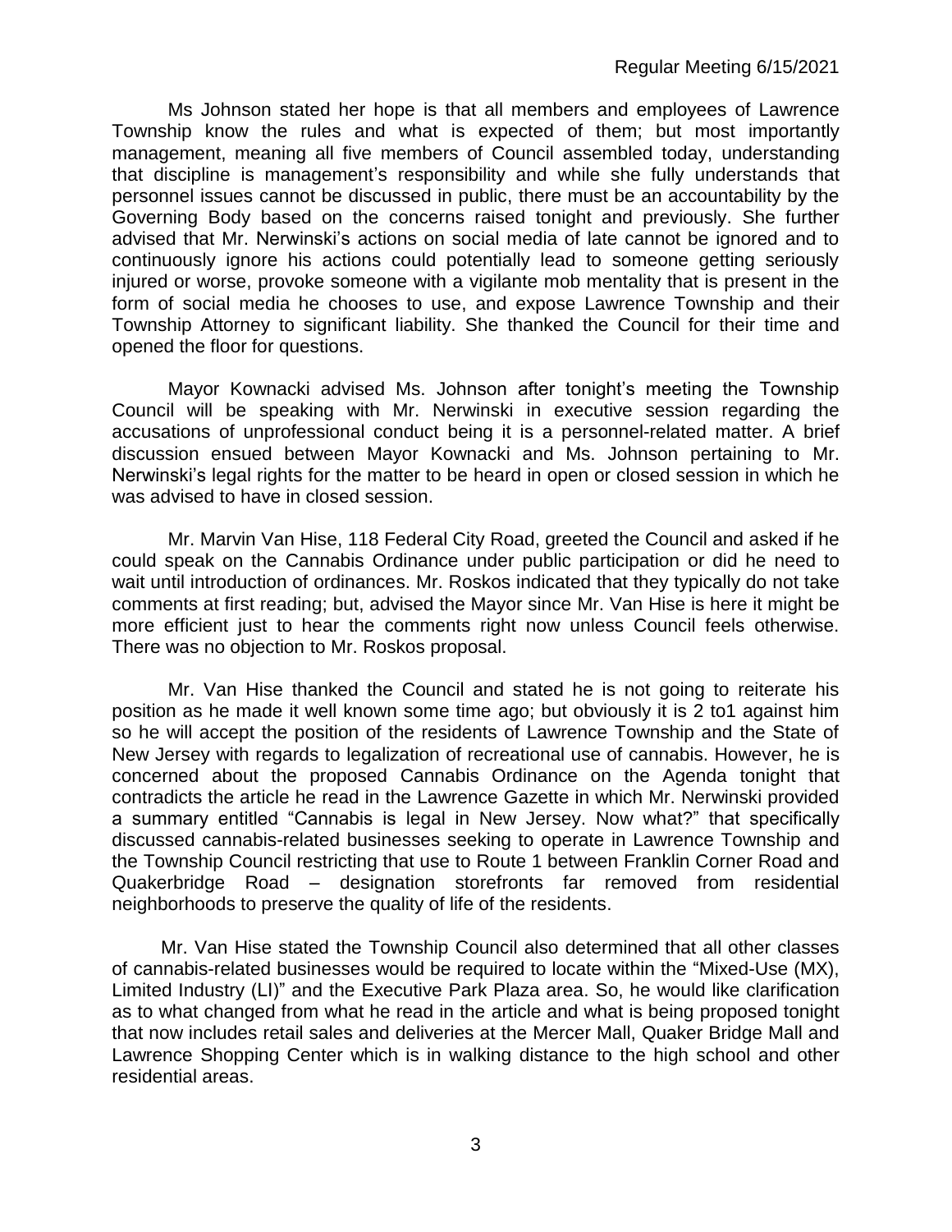Ms Johnson stated her hope is that all members and employees of Lawrence Township know the rules and what is expected of them; but most importantly management, meaning all five members of Council assembled today, understanding that discipline is management's responsibility and while she fully understands that personnel issues cannot be discussed in public, there must be an accountability by the Governing Body based on the concerns raised tonight and previously. She further advised that Mr. Nerwinski's actions on social media of late cannot be ignored and to continuously ignore his actions could potentially lead to someone getting seriously injured or worse, provoke someone with a vigilante mob mentality that is present in the form of social media he chooses to use, and expose Lawrence Township and their Township Attorney to significant liability. She thanked the Council for their time and opened the floor for questions.

Mayor Kownacki advised Ms. Johnson after tonight's meeting the Township Council will be speaking with Mr. Nerwinski in executive session regarding the accusations of unprofessional conduct being it is a personnel-related matter. A brief discussion ensued between Mayor Kownacki and Ms. Johnson pertaining to Mr. Nerwinski's legal rights for the matter to be heard in open or closed session in which he was advised to have in closed session.

Mr. Marvin Van Hise, 118 Federal City Road, greeted the Council and asked if he could speak on the Cannabis Ordinance under public participation or did he need to wait until introduction of ordinances. Mr. Roskos indicated that they typically do not take comments at first reading; but, advised the Mayor since Mr. Van Hise is here it might be more efficient just to hear the comments right now unless Council feels otherwise. There was no objection to Mr. Roskos proposal.

Mr. Van Hise thanked the Council and stated he is not going to reiterate his position as he made it well known some time ago; but obviously it is 2 to1 against him so he will accept the position of the residents of Lawrence Township and the State of New Jersey with regards to legalization of recreational use of cannabis. However, he is concerned about the proposed Cannabis Ordinance on the Agenda tonight that contradicts the article he read in the Lawrence Gazette in which Mr. Nerwinski provided a summary entitled "Cannabis is legal in New Jersey. Now what?" that specifically discussed cannabis-related businesses seeking to operate in Lawrence Township and the Township Council restricting that use to Route 1 between Franklin Corner Road and Quakerbridge Road – designation storefronts far removed from residential neighborhoods to preserve the quality of life of the residents.

Mr. Van Hise stated the Township Council also determined that all other classes of cannabis-related businesses would be required to locate within the "Mixed-Use (MX), Limited Industry (LI)" and the Executive Park Plaza area. So, he would like clarification as to what changed from what he read in the article and what is being proposed tonight that now includes retail sales and deliveries at the Mercer Mall, Quaker Bridge Mall and Lawrence Shopping Center which is in walking distance to the high school and other residential areas.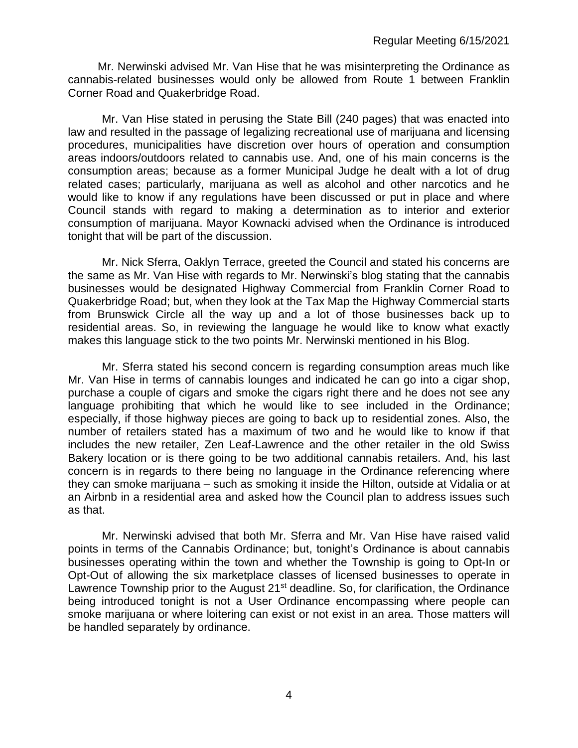Mr. Nerwinski advised Mr. Van Hise that he was misinterpreting the Ordinance as cannabis-related businesses would only be allowed from Route 1 between Franklin Corner Road and Quakerbridge Road.

Mr. Van Hise stated in perusing the State Bill (240 pages) that was enacted into law and resulted in the passage of legalizing recreational use of marijuana and licensing procedures, municipalities have discretion over hours of operation and consumption areas indoors/outdoors related to cannabis use. And, one of his main concerns is the consumption areas; because as a former Municipal Judge he dealt with a lot of drug related cases; particularly, marijuana as well as alcohol and other narcotics and he would like to know if any regulations have been discussed or put in place and where Council stands with regard to making a determination as to interior and exterior consumption of marijuana. Mayor Kownacki advised when the Ordinance is introduced tonight that will be part of the discussion.

Mr. Nick Sferra, Oaklyn Terrace, greeted the Council and stated his concerns are the same as Mr. Van Hise with regards to Mr. Nerwinski's blog stating that the cannabis businesses would be designated Highway Commercial from Franklin Corner Road to Quakerbridge Road; but, when they look at the Tax Map the Highway Commercial starts from Brunswick Circle all the way up and a lot of those businesses back up to residential areas. So, in reviewing the language he would like to know what exactly makes this language stick to the two points Mr. Nerwinski mentioned in his Blog.

Mr. Sferra stated his second concern is regarding consumption areas much like Mr. Van Hise in terms of cannabis lounges and indicated he can go into a cigar shop, purchase a couple of cigars and smoke the cigars right there and he does not see any language prohibiting that which he would like to see included in the Ordinance; especially, if those highway pieces are going to back up to residential zones. Also, the number of retailers stated has a maximum of two and he would like to know if that includes the new retailer, Zen Leaf-Lawrence and the other retailer in the old Swiss Bakery location or is there going to be two additional cannabis retailers. And, his last concern is in regards to there being no language in the Ordinance referencing where they can smoke marijuana – such as smoking it inside the Hilton, outside at Vidalia or at an Airbnb in a residential area and asked how the Council plan to address issues such as that.

Mr. Nerwinski advised that both Mr. Sferra and Mr. Van Hise have raised valid points in terms of the Cannabis Ordinance; but, tonight's Ordinance is about cannabis businesses operating within the town and whether the Township is going to Opt-In or Opt-Out of allowing the six marketplace classes of licensed businesses to operate in Lawrence Township prior to the August 21st deadline. So, for clarification, the Ordinance being introduced tonight is not a User Ordinance encompassing where people can smoke marijuana or where loitering can exist or not exist in an area. Those matters will be handled separately by ordinance.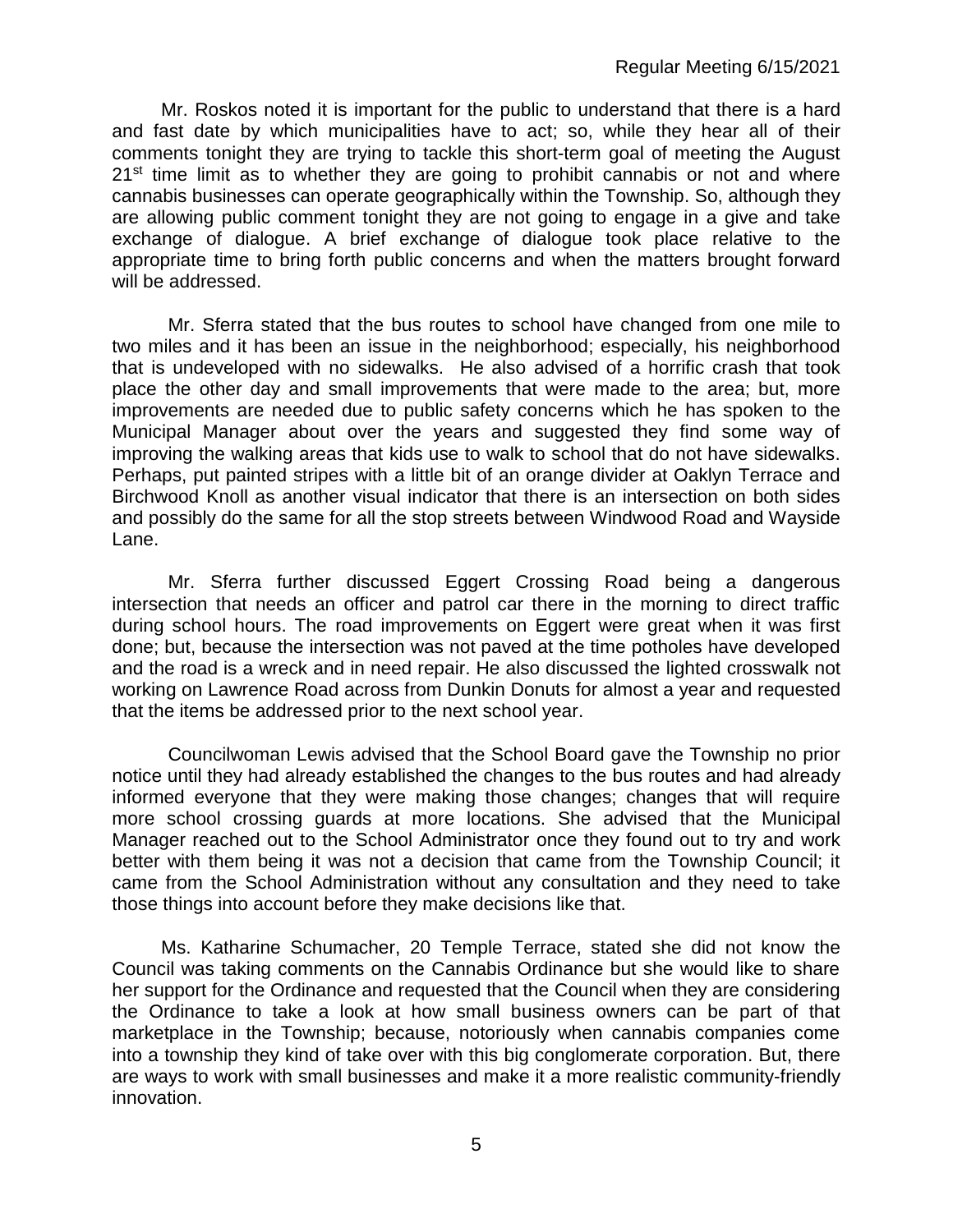Mr. Roskos noted it is important for the public to understand that there is a hard and fast date by which municipalities have to act; so, while they hear all of their comments tonight they are trying to tackle this short-term goal of meeting the August 21st time limit as to whether they are going to prohibit cannabis or not and where cannabis businesses can operate geographically within the Township. So, although they are allowing public comment tonight they are not going to engage in a give and take exchange of dialogue. A brief exchange of dialogue took place relative to the appropriate time to bring forth public concerns and when the matters brought forward will be addressed.

Mr. Sferra stated that the bus routes to school have changed from one mile to two miles and it has been an issue in the neighborhood; especially, his neighborhood that is undeveloped with no sidewalks. He also advised of a horrific crash that took place the other day and small improvements that were made to the area; but, more improvements are needed due to public safety concerns which he has spoken to the Municipal Manager about over the years and suggested they find some way of improving the walking areas that kids use to walk to school that do not have sidewalks. Perhaps, put painted stripes with a little bit of an orange divider at Oaklyn Terrace and Birchwood Knoll as another visual indicator that there is an intersection on both sides and possibly do the same for all the stop streets between Windwood Road and Wayside Lane.

Mr. Sferra further discussed Eggert Crossing Road being a dangerous intersection that needs an officer and patrol car there in the morning to direct traffic during school hours. The road improvements on Eggert were great when it was first done; but, because the intersection was not paved at the time potholes have developed and the road is a wreck and in need repair. He also discussed the lighted crosswalk not working on Lawrence Road across from Dunkin Donuts for almost a year and requested that the items be addressed prior to the next school year.

Councilwoman Lewis advised that the School Board gave the Township no prior notice until they had already established the changes to the bus routes and had already informed everyone that they were making those changes; changes that will require more school crossing guards at more locations. She advised that the Municipal Manager reached out to the School Administrator once they found out to try and work better with them being it was not a decision that came from the Township Council; it came from the School Administration without any consultation and they need to take those things into account before they make decisions like that.

Ms. Katharine Schumacher, 20 Temple Terrace, stated she did not know the Council was taking comments on the Cannabis Ordinance but she would like to share her support for the Ordinance and requested that the Council when they are considering the Ordinance to take a look at how small business owners can be part of that marketplace in the Township; because, notoriously when cannabis companies come into a township they kind of take over with this big conglomerate corporation. But, there are ways to work with small businesses and make it a more realistic community-friendly innovation.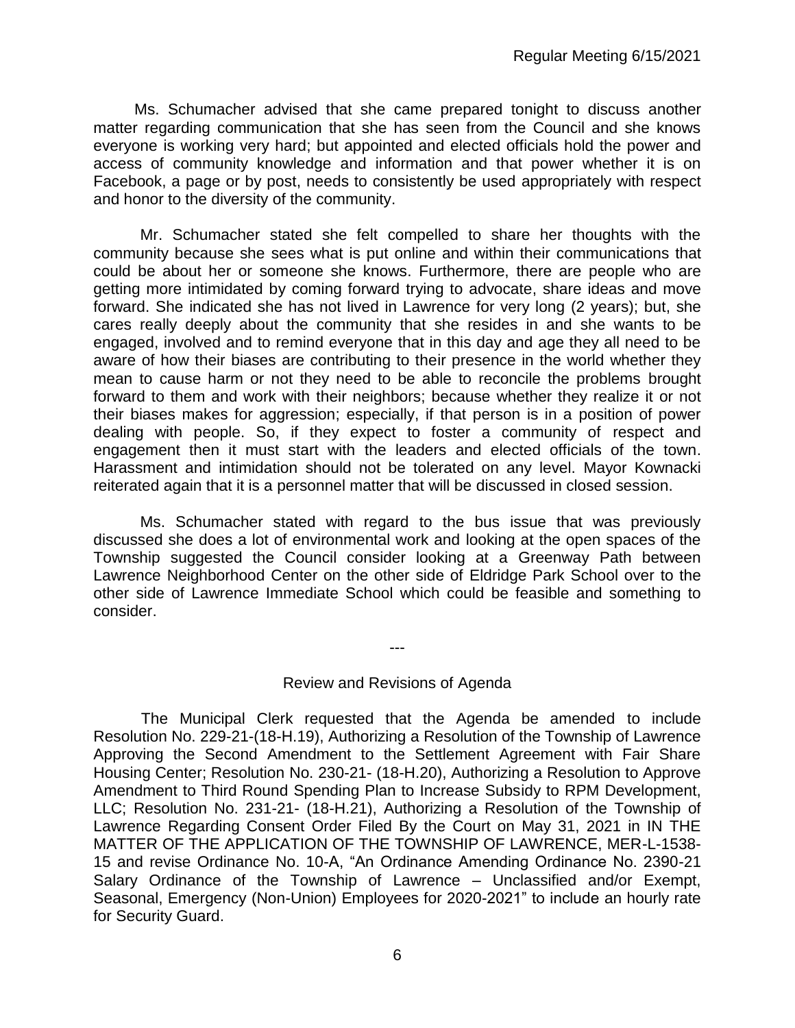Ms. Schumacher advised that she came prepared tonight to discuss another matter regarding communication that she has seen from the Council and she knows everyone is working very hard; but appointed and elected officials hold the power and access of community knowledge and information and that power whether it is on Facebook, a page or by post, needs to consistently be used appropriately with respect and honor to the diversity of the community.

Mr. Schumacher stated she felt compelled to share her thoughts with the community because she sees what is put online and within their communications that could be about her or someone she knows. Furthermore, there are people who are getting more intimidated by coming forward trying to advocate, share ideas and move forward. She indicated she has not lived in Lawrence for very long (2 years); but, she cares really deeply about the community that she resides in and she wants to be engaged, involved and to remind everyone that in this day and age they all need to be aware of how their biases are contributing to their presence in the world whether they mean to cause harm or not they need to be able to reconcile the problems brought forward to them and work with their neighbors; because whether they realize it or not their biases makes for aggression; especially, if that person is in a position of power dealing with people. So, if they expect to foster a community of respect and engagement then it must start with the leaders and elected officials of the town. Harassment and intimidation should not be tolerated on any level. Mayor Kownacki reiterated again that it is a personnel matter that will be discussed in closed session.

Ms. Schumacher stated with regard to the bus issue that was previously discussed she does a lot of environmental work and looking at the open spaces of the Township suggested the Council consider looking at a Greenway Path between Lawrence Neighborhood Center on the other side of Eldridge Park School over to the other side of Lawrence Immediate School which could be feasible and something to consider.

---

Review and Revisions of Agenda

The Municipal Clerk requested that the Agenda be amended to include Resolution No. 229-21-(18-H.19), Authorizing a Resolution of the Township of Lawrence Approving the Second Amendment to the Settlement Agreement with Fair Share Housing Center; Resolution No. 230-21- (18-H.20), Authorizing a Resolution to Approve Amendment to Third Round Spending Plan to Increase Subsidy to RPM Development, LLC; Resolution No. 231-21- (18-H.21), Authorizing a Resolution of the Township of Lawrence Regarding Consent Order Filed By the Court on May 31, 2021 in IN THE MATTER OF THE APPLICATION OF THE TOWNSHIP OF LAWRENCE, MER-L-1538-15 and revise Ordinance No. 10-A, "An Ordinance Amending Ordinance No. 2390-21 Salary Ordinance of the Township of Lawrence – Unclassified and/or Exempt, Seasonal, Emergency (Non-Union) Employees for 2020-2021" to include an hourly rate for Security Guard.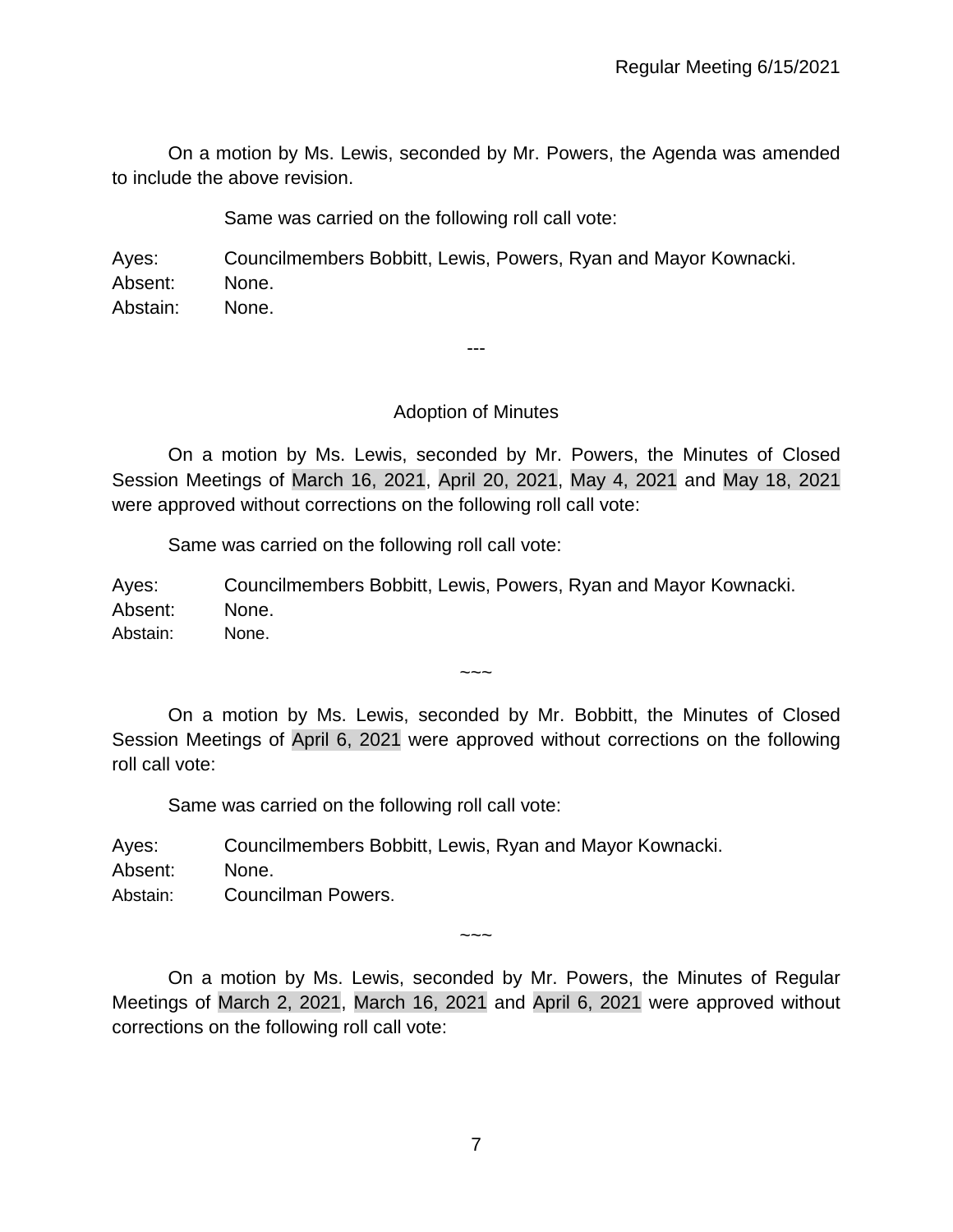On a motion by Ms. Lewis, seconded by Mr. Powers, the Agenda was amended to include the above revision.

Same was carried on the following roll call vote:

Ayes: Councilmembers Bobbitt, Lewis, Powers, Ryan and Mayor Kownacki.
Absent: None.
Abstain: None.

---

## Adoption of Minutes

On a motion by Ms. Lewis, seconded by Mr. Powers, the Minutes of Closed Session Meetings of March 16, 2021, April 20, 2021, May 4, 2021 and May 18, 2021 were approved without corrections on the following roll call vote:

Same was carried on the following roll call vote:

Ayes: Councilmembers Bobbitt, Lewis, Powers, Ryan and Mayor Kownacki.
Absent: None.
Abstain: None.

~~~

On a motion by Ms. Lewis, seconded by Mr. Bobbitt, the Minutes of Closed Session Meetings of April 6, 2021 were approved without corrections on the following roll call vote:

Same was carried on the following roll call vote:

Ayes: Councilmembers Bobbitt, Lewis, Ryan and Mayor Kownacki.
Absent: None.
Abstain: Councilman Powers.

~~~

On a motion by Ms. Lewis, seconded by Mr. Powers, the Minutes of Regular Meetings of March 2, 2021, March 16, 2021 and April 6, 2021 were approved without corrections on the following roll call vote: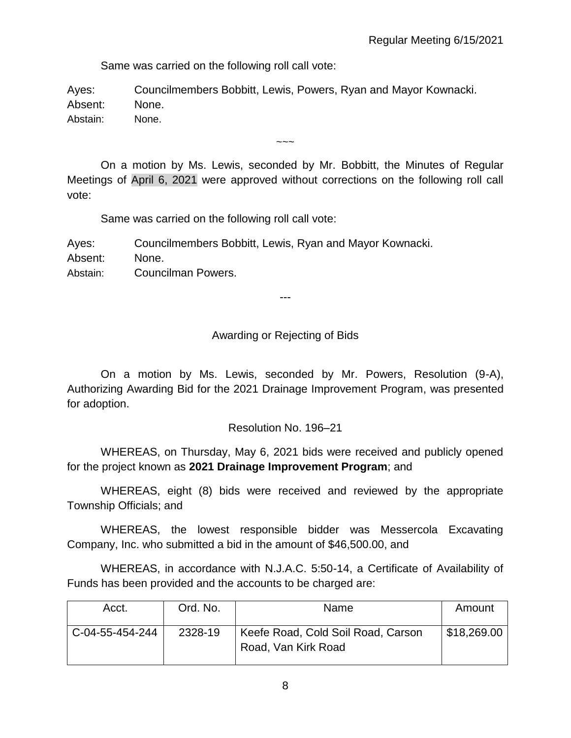Same was carried on the following roll call vote:

Ayes: Councilmembers Bobbitt, Lewis, Powers, Ryan and Mayor Kownacki.
Absent: None.
Abstain: None.

~~~

On a motion by Ms. Lewis, seconded by Mr. Bobbitt, the Minutes of Regular Meetings of April 6, 2021 were approved without corrections on the following roll call vote:

Same was carried on the following roll call vote:

Ayes: Councilmembers Bobbitt, Lewis, Ryan and Mayor Kownacki.
Absent: None.
Abstain: Councilman Powers.

---

Awarding or Rejecting of Bids

On a motion by Ms. Lewis, seconded by Mr. Powers, Resolution (9-A), Authorizing Awarding Bid for the 2021 Drainage Improvement Program, was presented for adoption.

Resolution No. 196–21

WHEREAS, on Thursday, May 6, 2021 bids were received and publicly opened for the project known as **2021 Drainage Improvement Program**; and

WHEREAS, eight (8) bids were received and reviewed by the appropriate Township Officials; and

WHEREAS, the lowest responsible bidder was Messercola Excavating Company, Inc. who submitted a bid in the amount of $46,500.00, and

WHEREAS, in accordance with N.J.A.C. 5:50-14, a Certificate of Availability of Funds has been provided and the accounts to be charged are:

| Acct. | Ord. No. | Name | Amount |
|---|---|---|---|
| C-04-55-454-244 | 2328-19 | Keefe Road, Cold Soil Road, Carson Road, Van Kirk Road | $18,269.00 |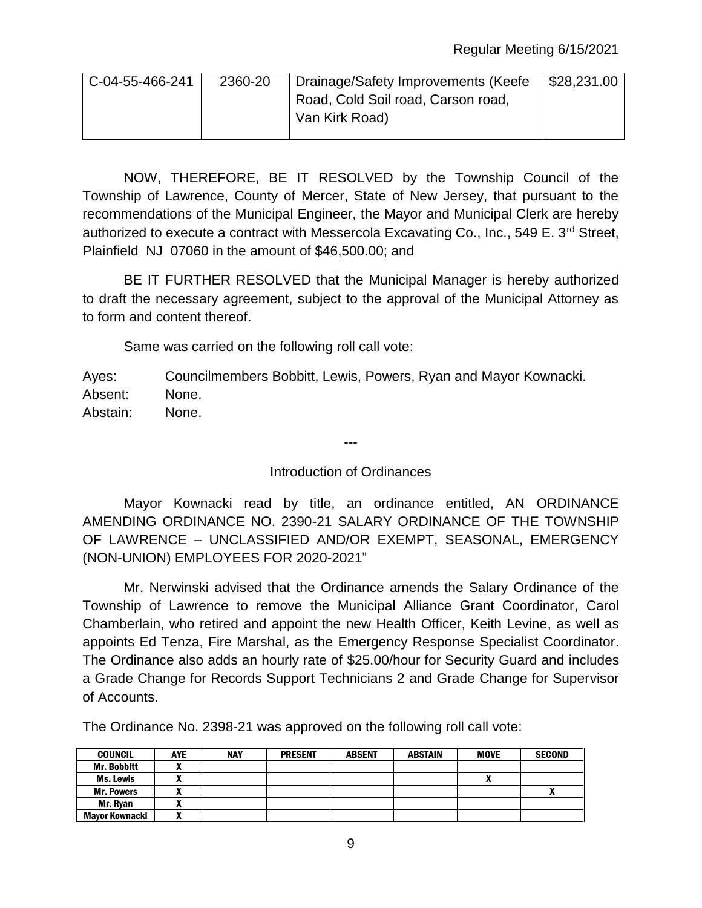| C-04-55-466-241 | 2360-20 | Drainage/Safety Improvements (Keefe Road, Cold Soil road, Carson road, Van Kirk Road) | \$28,231.00 |
|---|---|---|---|

NOW, THEREFORE, BE IT RESOLVED by the Township Council of the Township of Lawrence, County of Mercer, State of New Jersey, that pursuant to the recommendations of the Municipal Engineer, the Mayor and Municipal Clerk are hereby authorized to execute a contract with Messercola Excavating Co., Inc., 549 E. 3rd Street, Plainfield NJ 07060 in the amount of \$46,500.00; and

BE IT FURTHER RESOLVED that the Municipal Manager is hereby authorized to draft the necessary agreement, subject to the approval of the Municipal Attorney as to form and content thereof.

Same was carried on the following roll call vote:

Ayes: Councilmembers Bobbitt, Lewis, Powers, Ryan and Mayor Kownacki.
Absent: None.
Abstain: None.

---

Introduction of Ordinances

Mayor Kownacki read by title, an ordinance entitled, AN ORDINANCE AMENDING ORDINANCE NO. 2390-21 SALARY ORDINANCE OF THE TOWNSHIP OF LAWRENCE – UNCLASSIFIED AND/OR EXEMPT, SEASONAL, EMERGENCY (NON-UNION) EMPLOYEES FOR 2020-2021"

Mr. Nerwinski advised that the Ordinance amends the Salary Ordinance of the Township of Lawrence to remove the Municipal Alliance Grant Coordinator, Carol Chamberlain, who retired and appoint the new Health Officer, Keith Levine, as well as appoints Ed Tenza, Fire Marshal, as the Emergency Response Specialist Coordinator. The Ordinance also adds an hourly rate of \$25.00/hour for Security Guard and includes a Grade Change for Records Support Technicians 2 and Grade Change for Supervisor of Accounts.

The Ordinance No. 2398-21 was approved on the following roll call vote:

| COUNCIL | AYE | NAY | PRESENT | ABSENT | ABSTAIN | MOVE | SECOND |
|---|---|---|---|---|---|---|---|
| Mr. Bobbitt | X | | | | | | |
| Ms. Lewis | X | | | | | X | |
| Mr. Powers | X | | | | | | X |
| Mr. Ryan | X | | | | | | |
| Mayor Kownacki | X | | | | | | |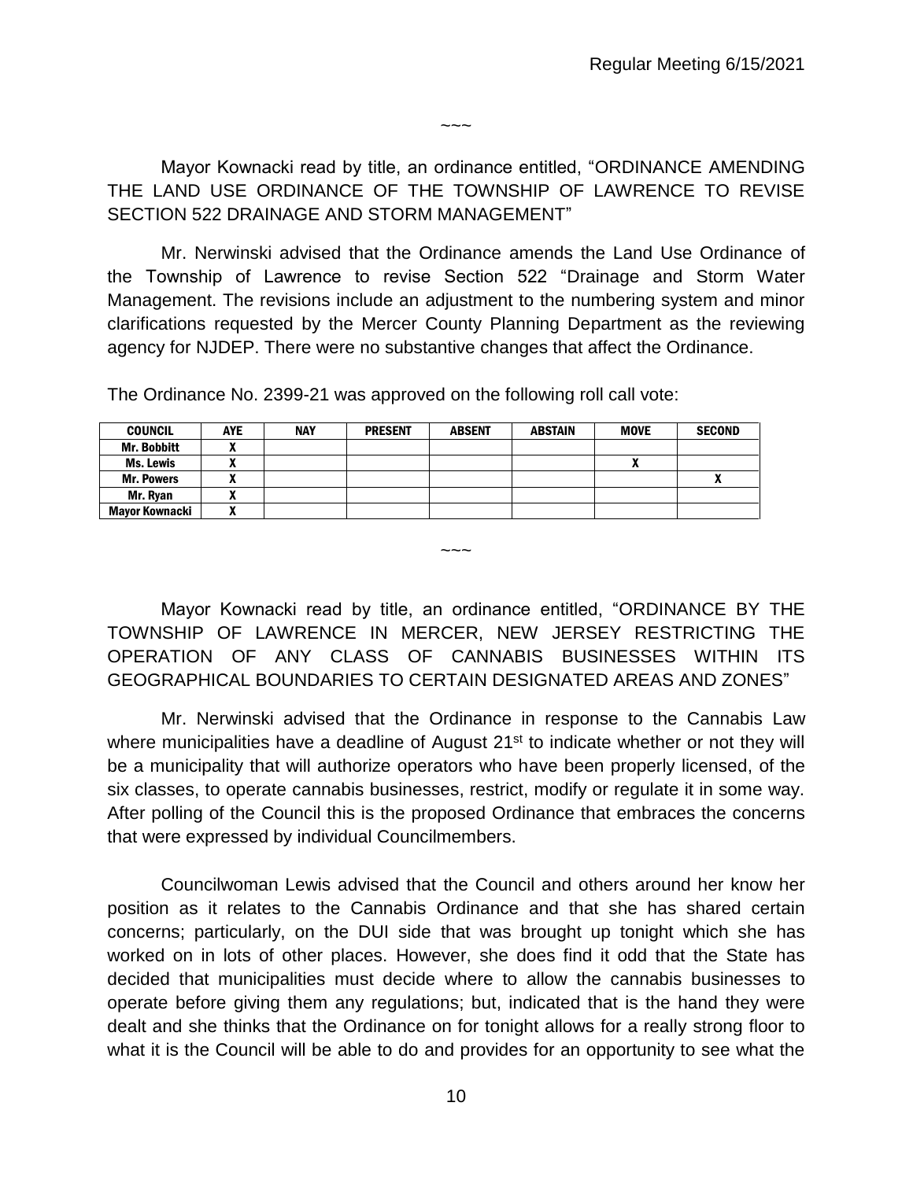~~~

Mayor Kownacki read by title, an ordinance entitled, "ORDINANCE AMENDING THE LAND USE ORDINANCE OF THE TOWNSHIP OF LAWRENCE TO REVISE SECTION 522 DRAINAGE AND STORM MANAGEMENT"

Mr. Nerwinski advised that the Ordinance amends the Land Use Ordinance of the Township of Lawrence to revise Section 522 "Drainage and Storm Water Management. The revisions include an adjustment to the numbering system and minor clarifications requested by the Mercer County Planning Department as the reviewing agency for NJDEP. There were no substantive changes that affect the Ordinance.

The Ordinance No. 2399-21 was approved on the following roll call vote:

| COUNCIL | AYE | NAY | PRESENT | ABSENT | ABSTAIN | MOVE | SECOND |
|---|---|---|---|---|---|---|---|
| Mr. Bobbitt | X | | | | | | |
| Ms. Lewis | X | | | | | X | |
| Mr. Powers | X | | | | | | X |
| Mr. Ryan | X | | | | | | |
| Mayor Kownacki | X | | | | | | |

~~~

Mayor Kownacki read by title, an ordinance entitled, "ORDINANCE BY THE TOWNSHIP OF LAWRENCE IN MERCER, NEW JERSEY RESTRICTING THE OPERATION OF ANY CLASS OF CANNABIS BUSINESSES WITHIN ITS GEOGRAPHICAL BOUNDARIES TO CERTAIN DESIGNATED AREAS AND ZONES"

Mr. Nerwinski advised that the Ordinance in response to the Cannabis Law where municipalities have a deadline of August 21st to indicate whether or not they will be a municipality that will authorize operators who have been properly licensed, of the six classes, to operate cannabis businesses, restrict, modify or regulate it in some way. After polling of the Council this is the proposed Ordinance that embraces the concerns that were expressed by individual Councilmembers.

Councilwoman Lewis advised that the Council and others around her know her position as it relates to the Cannabis Ordinance and that she has shared certain concerns; particularly, on the DUI side that was brought up tonight which she has worked on in lots of other places. However, she does find it odd that the State has decided that municipalities must decide where to allow the cannabis businesses to operate before giving them any regulations; but, indicated that is the hand they were dealt and she thinks that the Ordinance on for tonight allows for a really strong floor to what it is the Council will be able to do and provides for an opportunity to see what the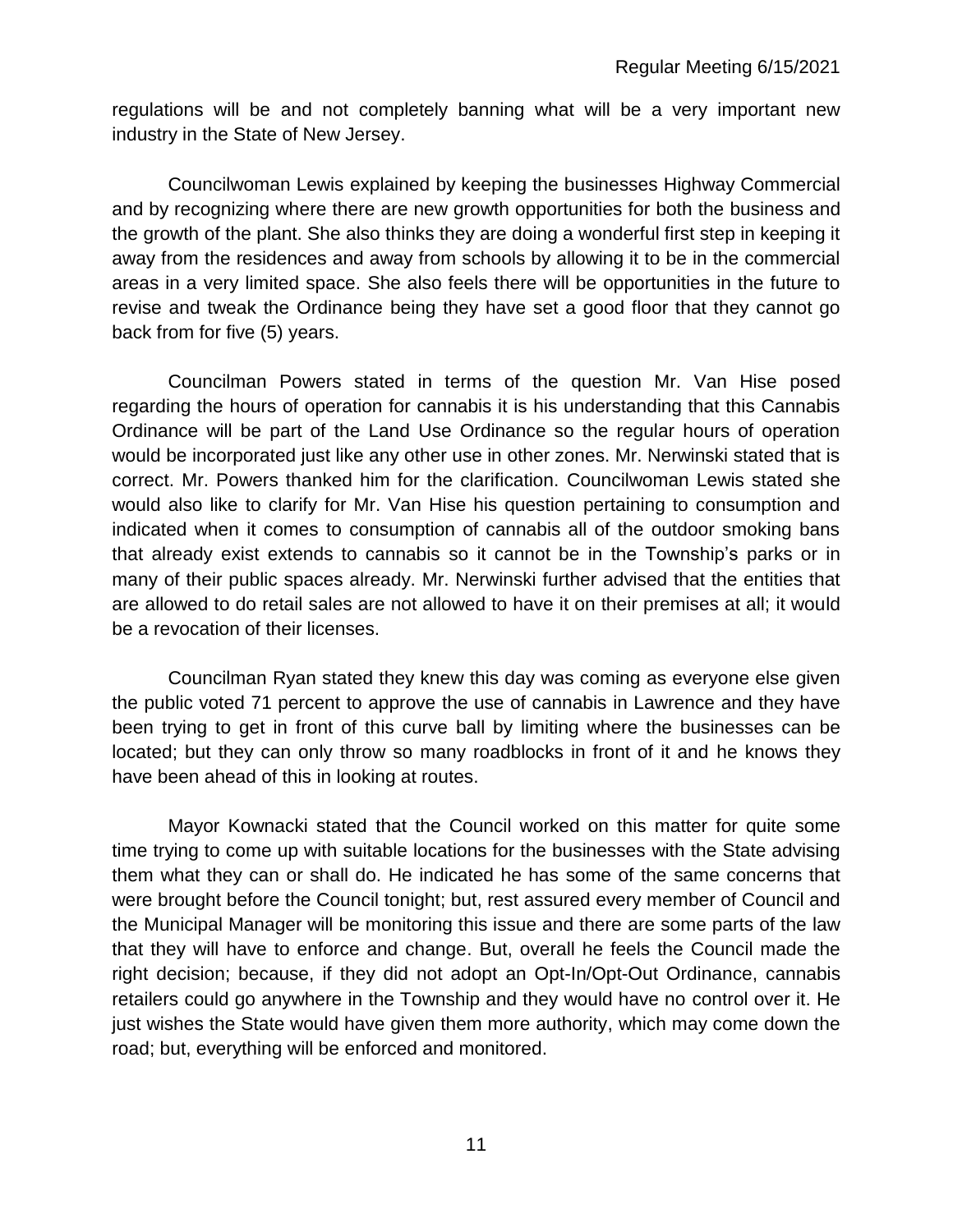regulations will be and not completely banning what will be a very important new industry in the State of New Jersey.

Councilwoman Lewis explained by keeping the businesses Highway Commercial and by recognizing where there are new growth opportunities for both the business and the growth of the plant. She also thinks they are doing a wonderful first step in keeping it away from the residences and away from schools by allowing it to be in the commercial areas in a very limited space. She also feels there will be opportunities in the future to revise and tweak the Ordinance being they have set a good floor that they cannot go back from for five (5) years.

Councilman Powers stated in terms of the question Mr. Van Hise posed regarding the hours of operation for cannabis it is his understanding that this Cannabis Ordinance will be part of the Land Use Ordinance so the regular hours of operation would be incorporated just like any other use in other zones. Mr. Nerwinski stated that is correct. Mr. Powers thanked him for the clarification. Councilwoman Lewis stated she would also like to clarify for Mr. Van Hise his question pertaining to consumption and indicated when it comes to consumption of cannabis all of the outdoor smoking bans that already exist extends to cannabis so it cannot be in the Township's parks or in many of their public spaces already. Mr. Nerwinski further advised that the entities that are allowed to do retail sales are not allowed to have it on their premises at all; it would be a revocation of their licenses.

Councilman Ryan stated they knew this day was coming as everyone else given the public voted 71 percent to approve the use of cannabis in Lawrence and they have been trying to get in front of this curve ball by limiting where the businesses can be located; but they can only throw so many roadblocks in front of it and he knows they have been ahead of this in looking at routes.

Mayor Kownacki stated that the Council worked on this matter for quite some time trying to come up with suitable locations for the businesses with the State advising them what they can or shall do. He indicated he has some of the same concerns that were brought before the Council tonight; but, rest assured every member of Council and the Municipal Manager will be monitoring this issue and there are some parts of the law that they will have to enforce and change. But, overall he feels the Council made the right decision; because, if they did not adopt an Opt-In/Opt-Out Ordinance, cannabis retailers could go anywhere in the Township and they would have no control over it. He just wishes the State would have given them more authority, which may come down the road; but, everything will be enforced and monitored.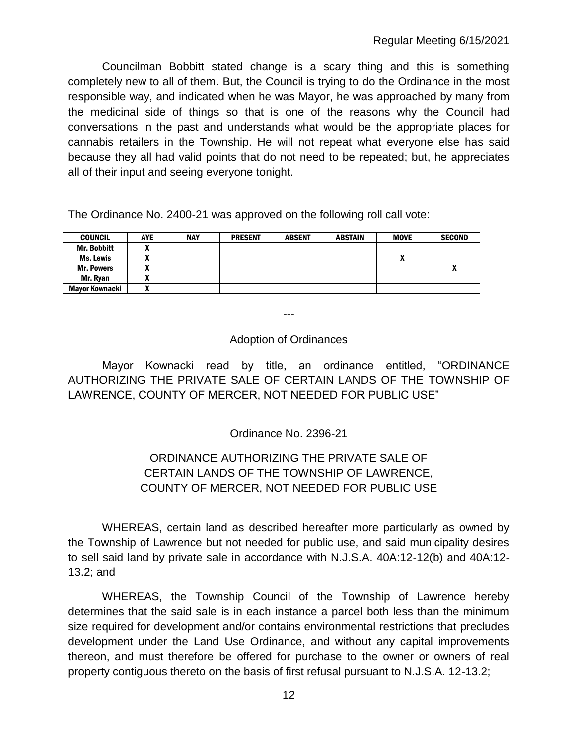Councilman Bobbitt stated change is a scary thing and this is something completely new to all of them. But, the Council is trying to do the Ordinance in the most responsible way, and indicated when he was Mayor, he was approached by many from the medicinal side of things so that is one of the reasons why the Council had conversations in the past and understands what would be the appropriate places for cannabis retailers in the Township. He will not repeat what everyone else has said because they all had valid points that do not need to be repeated; but, he appreciates all of their input and seeing everyone tonight.

The Ordinance No. 2400-21 was approved on the following roll call vote:

| COUNCIL | AYE | NAY | PRESENT | ABSENT | ABSTAIN | MOVE | SECOND |
|---|---|---|---|---|---|---|---|
| Mr. Bobbitt | X | | | | | | |
| Ms. Lewis | X | | | | | X | |
| Mr. Powers | X | | | | | | X |
| Mr. Ryan | X | | | | | | |
| Mayor Kownacki | X | | | | | | |

---

## Adoption of Ordinances

Mayor Kownacki read by title, an ordinance entitled, "ORDINANCE AUTHORIZING THE PRIVATE SALE OF CERTAIN LANDS OF THE TOWNSHIP OF LAWRENCE, COUNTY OF MERCER, NOT NEEDED FOR PUBLIC USE"

Ordinance No. 2396-21

ORDINANCE AUTHORIZING THE PRIVATE SALE OF CERTAIN LANDS OF THE TOWNSHIP OF LAWRENCE, COUNTY OF MERCER, NOT NEEDED FOR PUBLIC USE

WHEREAS, certain land as described hereafter more particularly as owned by the Township of Lawrence but not needed for public use, and said municipality desires to sell said land by private sale in accordance with N.J.S.A. 40A:12-12(b) and 40A:12-13.2; and

WHEREAS, the Township Council of the Township of Lawrence hereby determines that the said sale is in each instance a parcel both less than the minimum size required for development and/or contains environmental restrictions that precludes development under the Land Use Ordinance, and without any capital improvements thereon, and must therefore be offered for purchase to the owner or owners of real property contiguous thereto on the basis of first refusal pursuant to N.J.S.A. 12-13.2;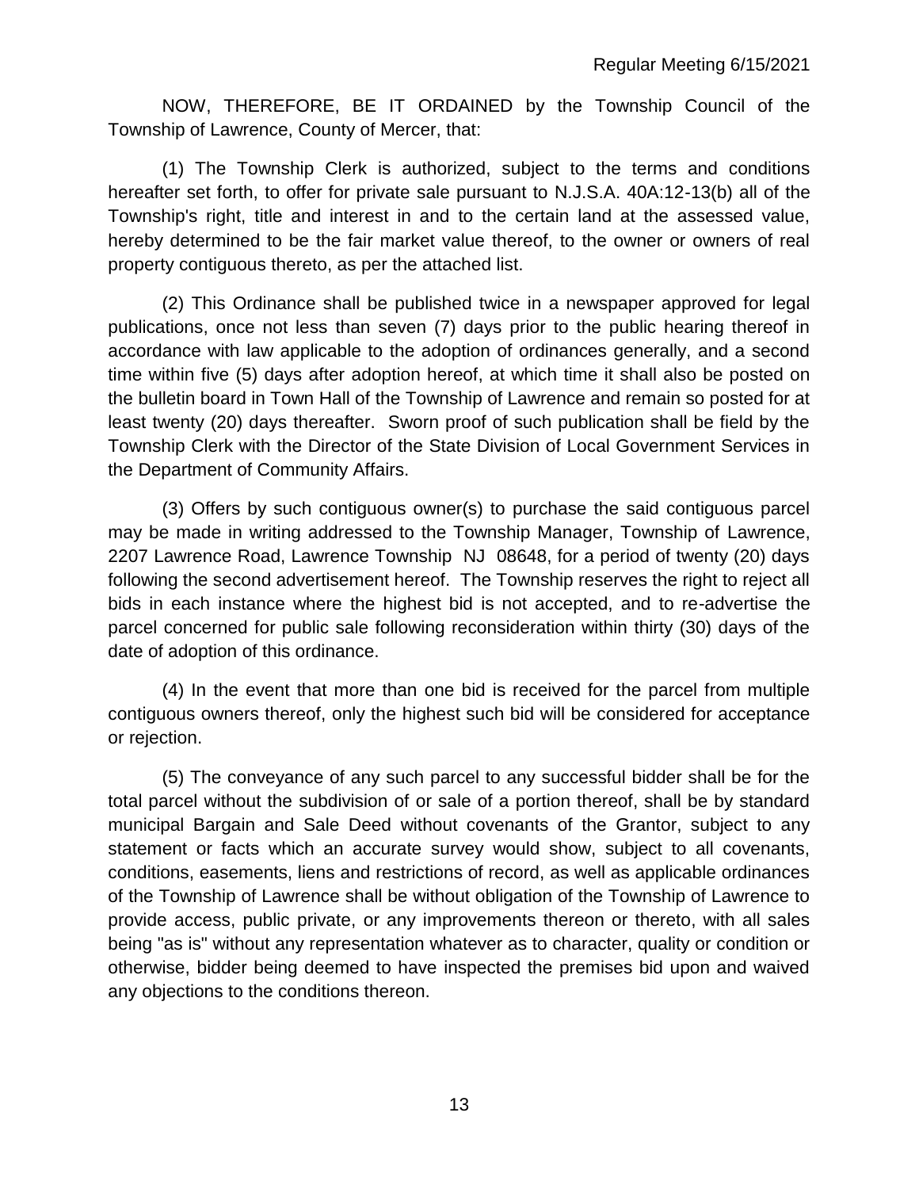NOW, THEREFORE, BE IT ORDAINED by the Township Council of the Township of Lawrence, County of Mercer, that:

(1) The Township Clerk is authorized, subject to the terms and conditions hereafter set forth, to offer for private sale pursuant to N.J.S.A. 40A:12-13(b) all of the Township's right, title and interest in and to the certain land at the assessed value, hereby determined to be the fair market value thereof, to the owner or owners of real property contiguous thereto, as per the attached list.

(2) This Ordinance shall be published twice in a newspaper approved for legal publications, once not less than seven (7) days prior to the public hearing thereof in accordance with law applicable to the adoption of ordinances generally, and a second time within five (5) days after adoption hereof, at which time it shall also be posted on the bulletin board in Town Hall of the Township of Lawrence and remain so posted for at least twenty (20) days thereafter. Sworn proof of such publication shall be field by the Township Clerk with the Director of the State Division of Local Government Services in the Department of Community Affairs.

(3) Offers by such contiguous owner(s) to purchase the said contiguous parcel may be made in writing addressed to the Township Manager, Township of Lawrence, 2207 Lawrence Road, Lawrence Township NJ 08648, for a period of twenty (20) days following the second advertisement hereof. The Township reserves the right to reject all bids in each instance where the highest bid is not accepted, and to re-advertise the parcel concerned for public sale following reconsideration within thirty (30) days of the date of adoption of this ordinance.

(4) In the event that more than one bid is received for the parcel from multiple contiguous owners thereof, only the highest such bid will be considered for acceptance or rejection.

(5) The conveyance of any such parcel to any successful bidder shall be for the total parcel without the subdivision of or sale of a portion thereof, shall be by standard municipal Bargain and Sale Deed without covenants of the Grantor, subject to any statement or facts which an accurate survey would show, subject to all covenants, conditions, easements, liens and restrictions of record, as well as applicable ordinances of the Township of Lawrence shall be without obligation of the Township of Lawrence to provide access, public private, or any improvements thereon or thereto, with all sales being "as is" without any representation whatever as to character, quality or condition or otherwise, bidder being deemed to have inspected the premises bid upon and waived any objections to the conditions thereon.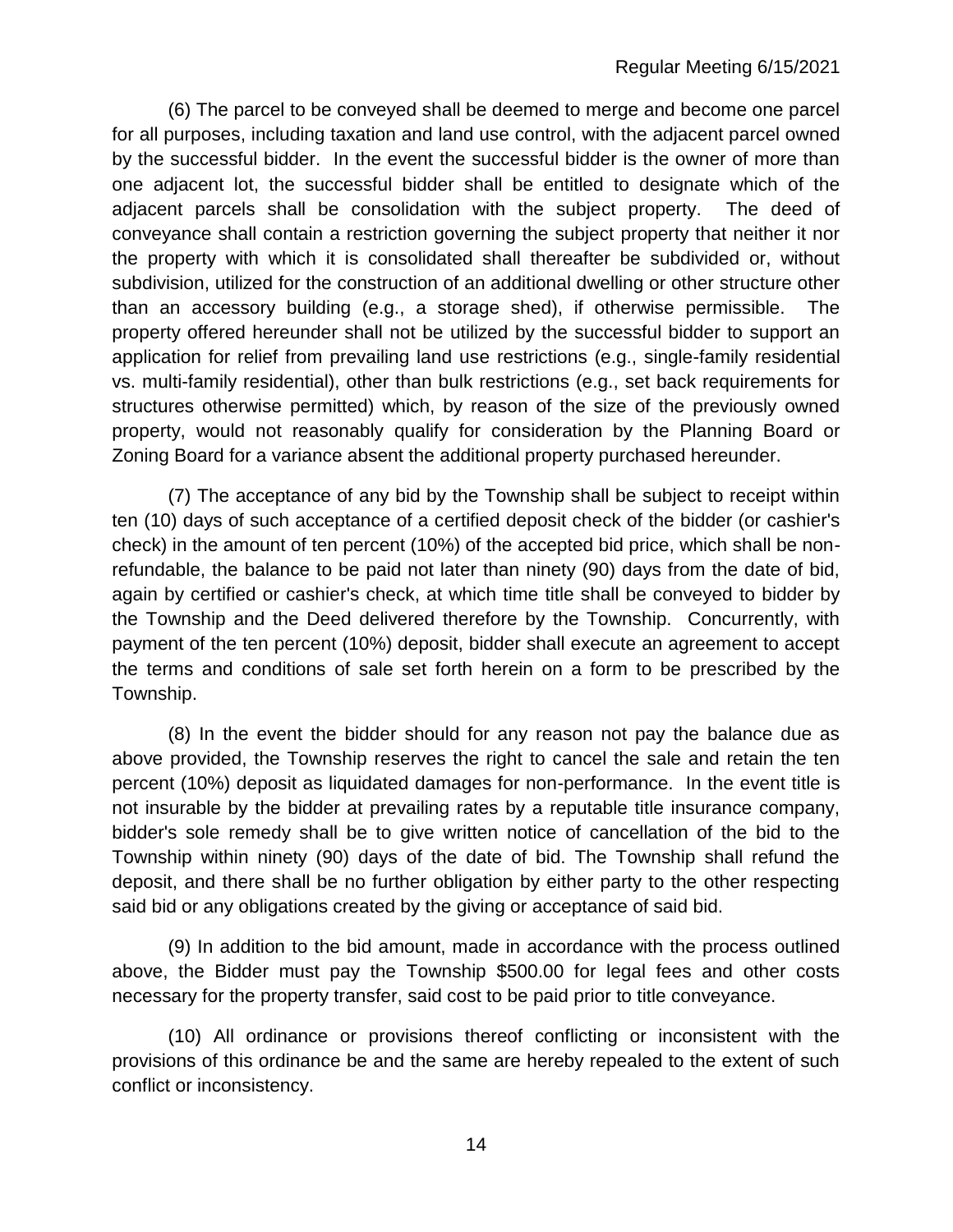(6) The parcel to be conveyed shall be deemed to merge and become one parcel for all purposes, including taxation and land use control, with the adjacent parcel owned by the successful bidder. In the event the successful bidder is the owner of more than one adjacent lot, the successful bidder shall be entitled to designate which of the adjacent parcels shall be consolidation with the subject property. The deed of conveyance shall contain a restriction governing the subject property that neither it nor the property with which it is consolidated shall thereafter be subdivided or, without subdivision, utilized for the construction of an additional dwelling or other structure other than an accessory building (e.g., a storage shed), if otherwise permissible. The property offered hereunder shall not be utilized by the successful bidder to support an application for relief from prevailing land use restrictions (e.g., single-family residential vs. multi-family residential), other than bulk restrictions (e.g., set back requirements for structures otherwise permitted) which, by reason of the size of the previously owned property, would not reasonably qualify for consideration by the Planning Board or Zoning Board for a variance absent the additional property purchased hereunder.

(7) The acceptance of any bid by the Township shall be subject to receipt within ten (10) days of such acceptance of a certified deposit check of the bidder (or cashier's check) in the amount of ten percent (10%) of the accepted bid price, which shall be non-refundable, the balance to be paid not later than ninety (90) days from the date of bid, again by certified or cashier's check, at which time title shall be conveyed to bidder by the Township and the Deed delivered therefore by the Township. Concurrently, with payment of the ten percent (10%) deposit, bidder shall execute an agreement to accept the terms and conditions of sale set forth herein on a form to be prescribed by the Township.

(8) In the event the bidder should for any reason not pay the balance due as above provided, the Township reserves the right to cancel the sale and retain the ten percent (10%) deposit as liquidated damages for non-performance. In the event title is not insurable by the bidder at prevailing rates by a reputable title insurance company, bidder's sole remedy shall be to give written notice of cancellation of the bid to the Township within ninety (90) days of the date of bid. The Township shall refund the deposit, and there shall be no further obligation by either party to the other respecting said bid or any obligations created by the giving or acceptance of said bid.

(9) In addition to the bid amount, made in accordance with the process outlined above, the Bidder must pay the Township $500.00 for legal fees and other costs necessary for the property transfer, said cost to be paid prior to title conveyance.

(10) All ordinance or provisions thereof conflicting or inconsistent with the provisions of this ordinance be and the same are hereby repealed to the extent of such conflict or inconsistency.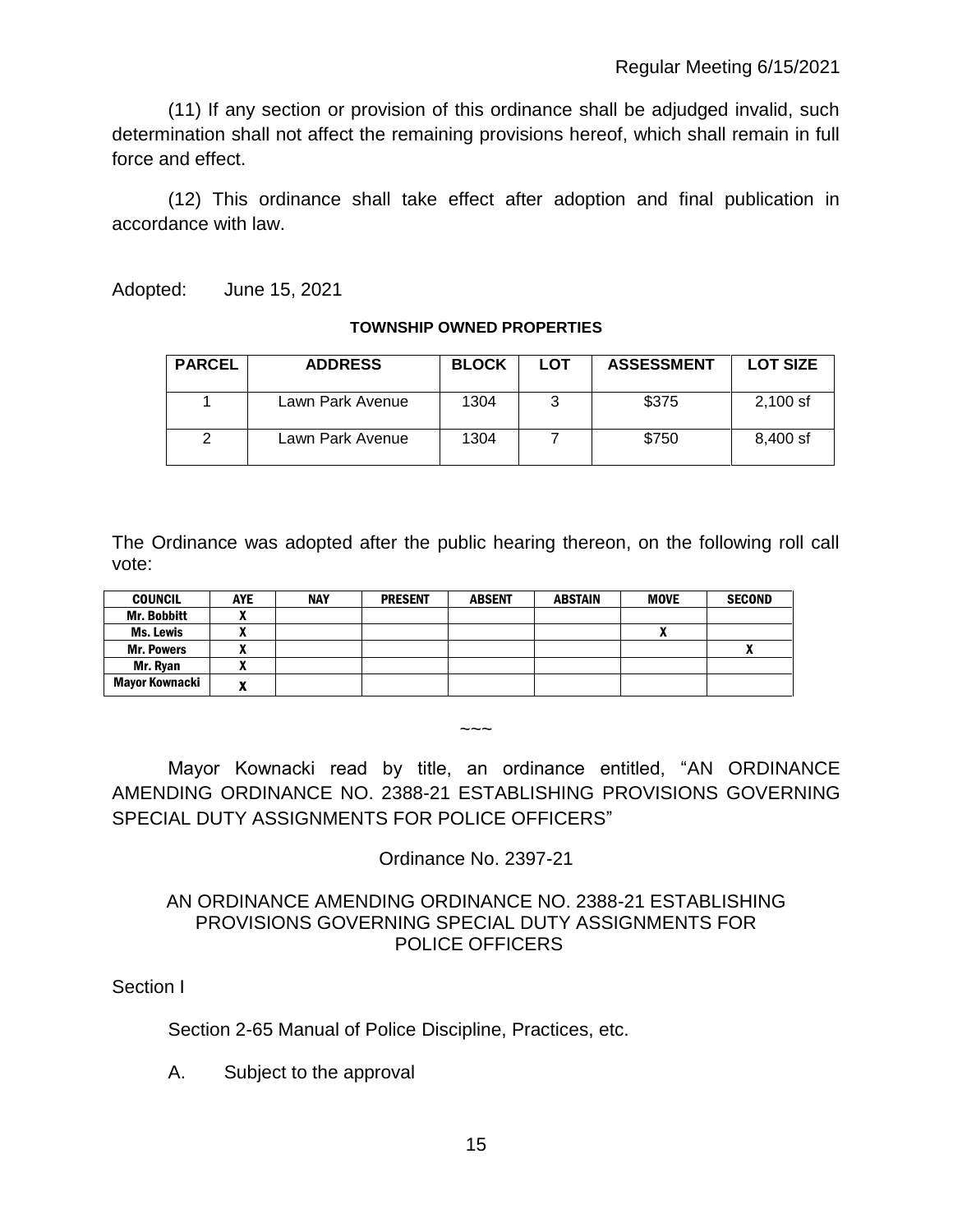(11) If any section or provision of this ordinance shall be adjudged invalid, such determination shall not affect the remaining provisions hereof, which shall remain in full force and effect.

(12) This ordinance shall take effect after adoption and final publication in accordance with law.

Adopted: June 15, 2021

**TOWNSHIP OWNED PROPERTIES**

| PARCEL | ADDRESS | BLOCK | LOT | ASSESSMENT | LOT SIZE |
|---|---|---|---|---|---|
| 1 | Lawn Park Avenue | 1304 | 3 | $375 | 2,100 sf |
| 2 | Lawn Park Avenue | 1304 | 7 | $750 | 8,400 sf |

The Ordinance was adopted after the public hearing thereon, on the following roll call vote:

| COUNCIL | AYE | NAY | PRESENT | ABSENT | ABSTAIN | MOVE | SECOND |
|---|---|---|---|---|---|---|---|
| Mr. Bobbitt | X | | | | | | |
| Ms. Lewis | X | | | | | X | |
| Mr. Powers | X | | | | | | X |
| Mr. Ryan | X | | | | | | |
| Mayor Kownacki | X | | | | | | |

~~~

Mayor Kownacki read by title, an ordinance entitled, "AN ORDINANCE AMENDING ORDINANCE NO. 2388-21 ESTABLISHING PROVISIONS GOVERNING SPECIAL DUTY ASSIGNMENTS FOR POLICE OFFICERS"

Ordinance No. 2397-21

AN ORDINANCE AMENDING ORDINANCE NO. 2388-21 ESTABLISHING PROVISIONS GOVERNING SPECIAL DUTY ASSIGNMENTS FOR POLICE OFFICERS

Section I

Section 2-65 Manual of Police Discipline, Practices, etc.

A. Subject to the approval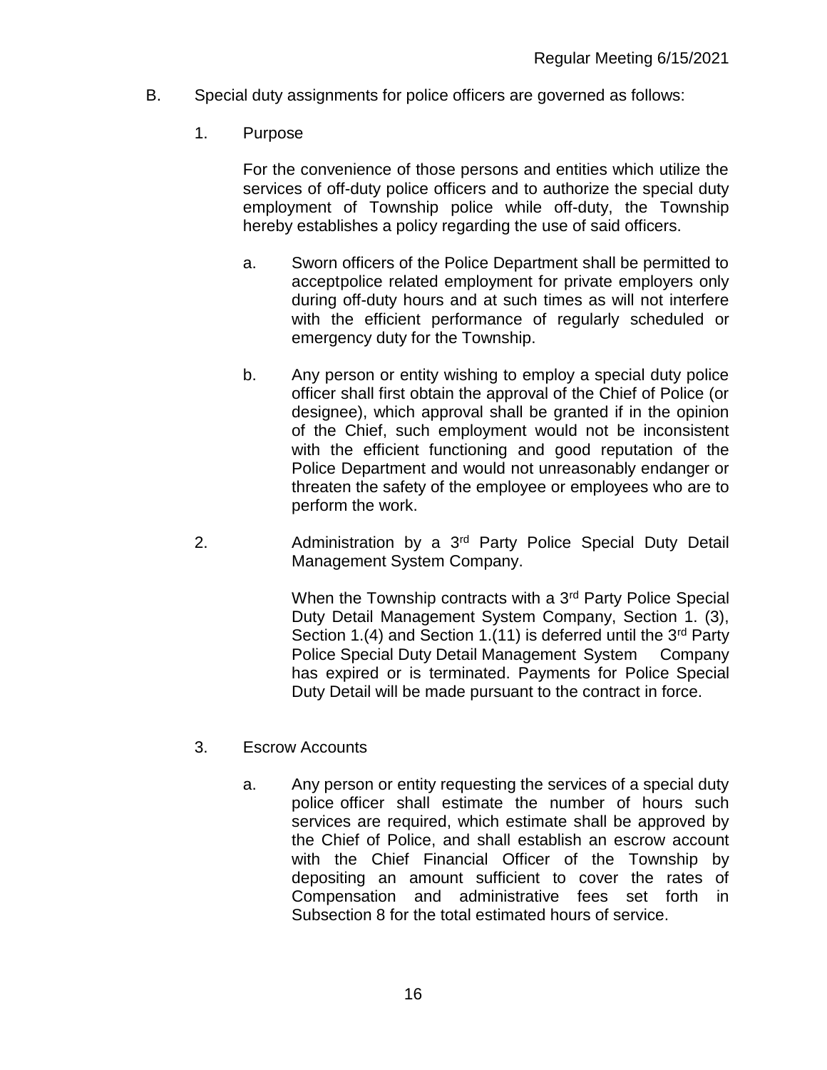B. Special duty assignments for police officers are governed as follows:

1. Purpose

   For the convenience of those persons and entities which utilize the services of off-duty police officers and to authorize the special duty employment of Township police while off-duty, the Township hereby establishes a policy regarding the use of said officers.

   a. Sworn officers of the Police Department shall be permitted to acceptpolice related employment for private employers only during off-duty hours and at such times as will not interfere with the efficient performance of regularly scheduled or emergency duty for the Township.

   b. Any person or entity wishing to employ a special duty police officer shall first obtain the approval of the Chief of Police (or designee), which approval shall be granted if in the opinion of the Chief, such employment would not be inconsistent with the efficient functioning and good reputation of the Police Department and would not unreasonably endanger or threaten the safety of the employee or employees who are to perform the work.

2. Administration by a 3rd Party Police Special Duty Detail Management System Company.

   When the Township contracts with a 3rd Party Police Special Duty Detail Management System Company, Section 1. (3), Section 1.(4) and Section 1.(11) is deferred until the 3rd Party Police Special Duty Detail Management System Company has expired or is terminated. Payments for Police Special Duty Detail will be made pursuant to the contract in force.

3. Escrow Accounts

   a. Any person or entity requesting the services of a special duty police officer shall estimate the number of hours such services are required, which estimate shall be approved by the Chief of Police, and shall establish an escrow account with the Chief Financial Officer of the Township by depositing an amount sufficient to cover the rates of Compensation and administrative fees set forth in Subsection 8 for the total estimated hours of service.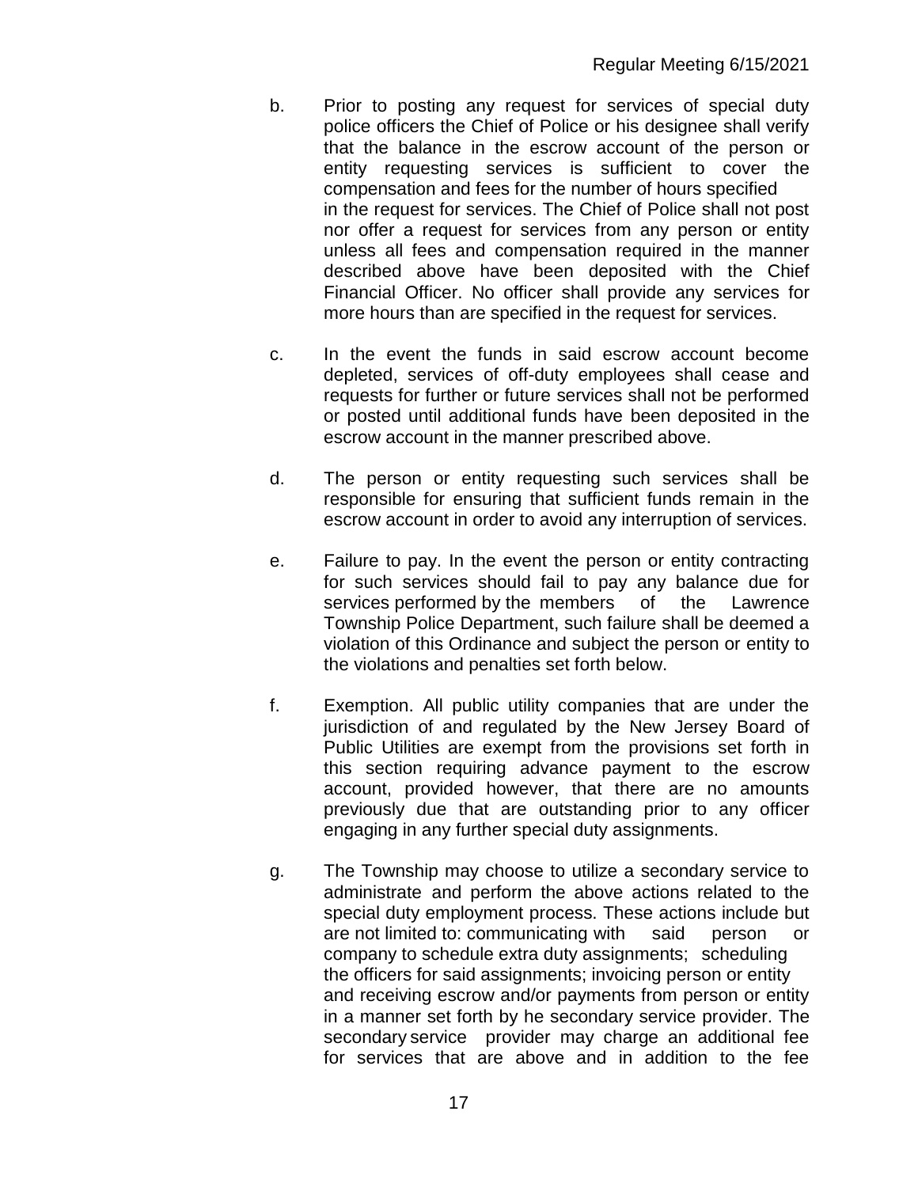b. Prior to posting any request for services of special duty police officers the Chief of Police or his designee shall verify that the balance in the escrow account of the person or entity requesting services is sufficient to cover the compensation and fees for the number of hours specified in the request for services. The Chief of Police shall not post nor offer a request for services from any person or entity unless all fees and compensation required in the manner described above have been deposited with the Chief Financial Officer. No officer shall provide any services for more hours than are specified in the request for services.

c. In the event the funds in said escrow account become depleted, services of off-duty employees shall cease and requests for further or future services shall not be performed or posted until additional funds have been deposited in the escrow account in the manner prescribed above.

d. The person or entity requesting such services shall be responsible for ensuring that sufficient funds remain in the escrow account in order to avoid any interruption of services.

e. Failure to pay. In the event the person or entity contracting for such services should fail to pay any balance due for services performed by the members of the Lawrence Township Police Department, such failure shall be deemed a violation of this Ordinance and subject the person or entity to the violations and penalties set forth below.

f. Exemption. All public utility companies that are under the jurisdiction of and regulated by the New Jersey Board of Public Utilities are exempt from the provisions set forth in this section requiring advance payment to the escrow account, provided however, that there are no amounts previously due that are outstanding prior to any officer engaging in any further special duty assignments.

g. The Township may choose to utilize a secondary service to administrate and perform the above actions related to the special duty employment process. These actions include but are not limited to: communicating with said person or company to schedule extra duty assignments; scheduling the officers for said assignments; invoicing person or entity and receiving escrow and/or payments from person or entity in a manner set forth by he secondary service provider. The secondary service provider may charge an additional fee for services that are above and in addition to the fee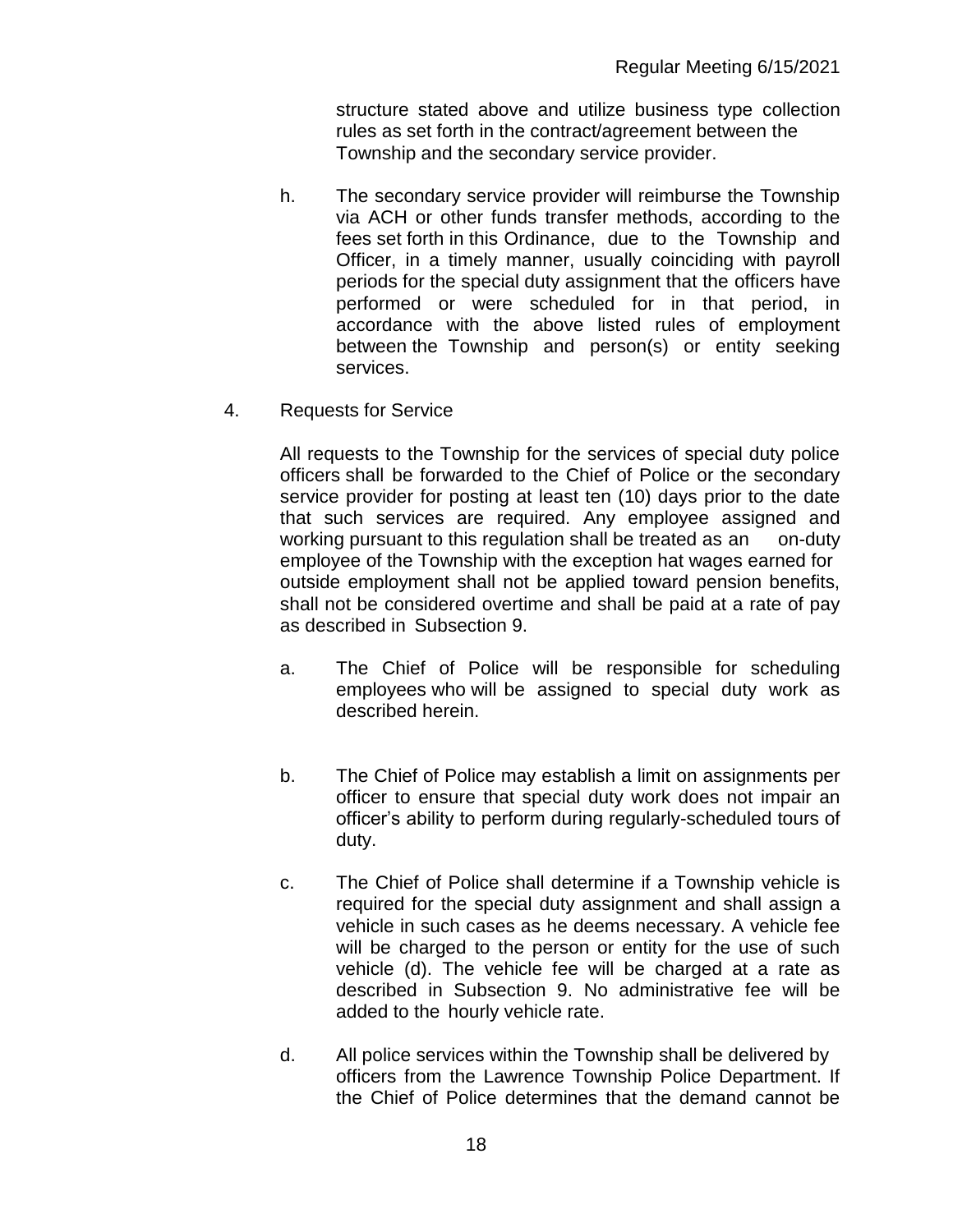structure stated above and utilize business type collection rules as set forth in the contract/agreement between the Township and the secondary service provider.

h. The secondary service provider will reimburse the Township via ACH or other funds transfer methods, according to the fees set forth in this Ordinance, due to the Township and Officer, in a timely manner, usually coinciding with payroll periods for the special duty assignment that the officers have performed or were scheduled for in that period, in accordance with the above listed rules of employment between the Township and person(s) or entity seeking services.

4. Requests for Service

All requests to the Township for the services of special duty police officers shall be forwarded to the Chief of Police or the secondary service provider for posting at least ten (10) days prior to the date that such services are required. Any employee assigned and working pursuant to this regulation shall be treated as an on-duty employee of the Township with the exception hat wages earned for outside employment shall not be applied toward pension benefits, shall not be considered overtime and shall be paid at a rate of pay as described in Subsection 9.

a. The Chief of Police will be responsible for scheduling employees who will be assigned to special duty work as described herein.

b. The Chief of Police may establish a limit on assignments per officer to ensure that special duty work does not impair an officer's ability to perform during regularly-scheduled tours of duty.

c. The Chief of Police shall determine if a Township vehicle is required for the special duty assignment and shall assign a vehicle in such cases as he deems necessary. A vehicle fee will be charged to the person or entity for the use of such vehicle (d). The vehicle fee will be charged at a rate as described in Subsection 9. No administrative fee will be added to the hourly vehicle rate.

d. All police services within the Township shall be delivered by officers from the Lawrence Township Police Department. If the Chief of Police determines that the demand cannot be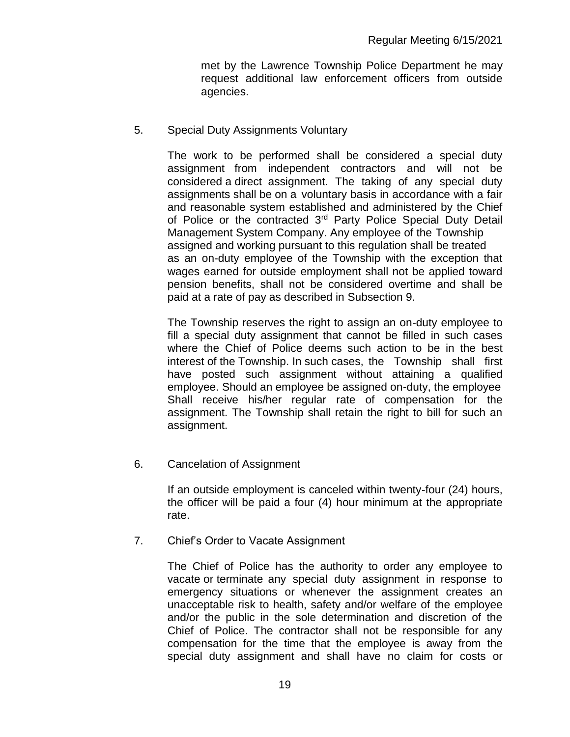met by the Lawrence Township Police Department he may request additional law enforcement officers from outside agencies.

5. Special Duty Assignments Voluntary

The work to be performed shall be considered a special duty assignment from independent contractors and will not be considered a direct assignment. The taking of any special duty assignments shall be on a voluntary basis in accordance with a fair and reasonable system established and administered by the Chief of Police or the contracted 3rd Party Police Special Duty Detail Management System Company. Any employee of the Township assigned and working pursuant to this regulation shall be treated as an on-duty employee of the Township with the exception that wages earned for outside employment shall not be applied toward pension benefits, shall not be considered overtime and shall be paid at a rate of pay as described in Subsection 9.

The Township reserves the right to assign an on-duty employee to fill a special duty assignment that cannot be filled in such cases where the Chief of Police deems such action to be in the best interest of the Township. In such cases, the Township shall first have posted such assignment without attaining a qualified employee. Should an employee be assigned on-duty, the employee Shall receive his/her regular rate of compensation for the assignment. The Township shall retain the right to bill for such an assignment.

6. Cancelation of Assignment

If an outside employment is canceled within twenty-four (24) hours, the officer will be paid a four (4) hour minimum at the appropriate rate.

7. Chief's Order to Vacate Assignment

The Chief of Police has the authority to order any employee to vacate or terminate any special duty assignment in response to emergency situations or whenever the assignment creates an unacceptable risk to health, safety and/or welfare of the employee and/or the public in the sole determination and discretion of the Chief of Police. The contractor shall not be responsible for any compensation for the time that the employee is away from the special duty assignment and shall have no claim for costs or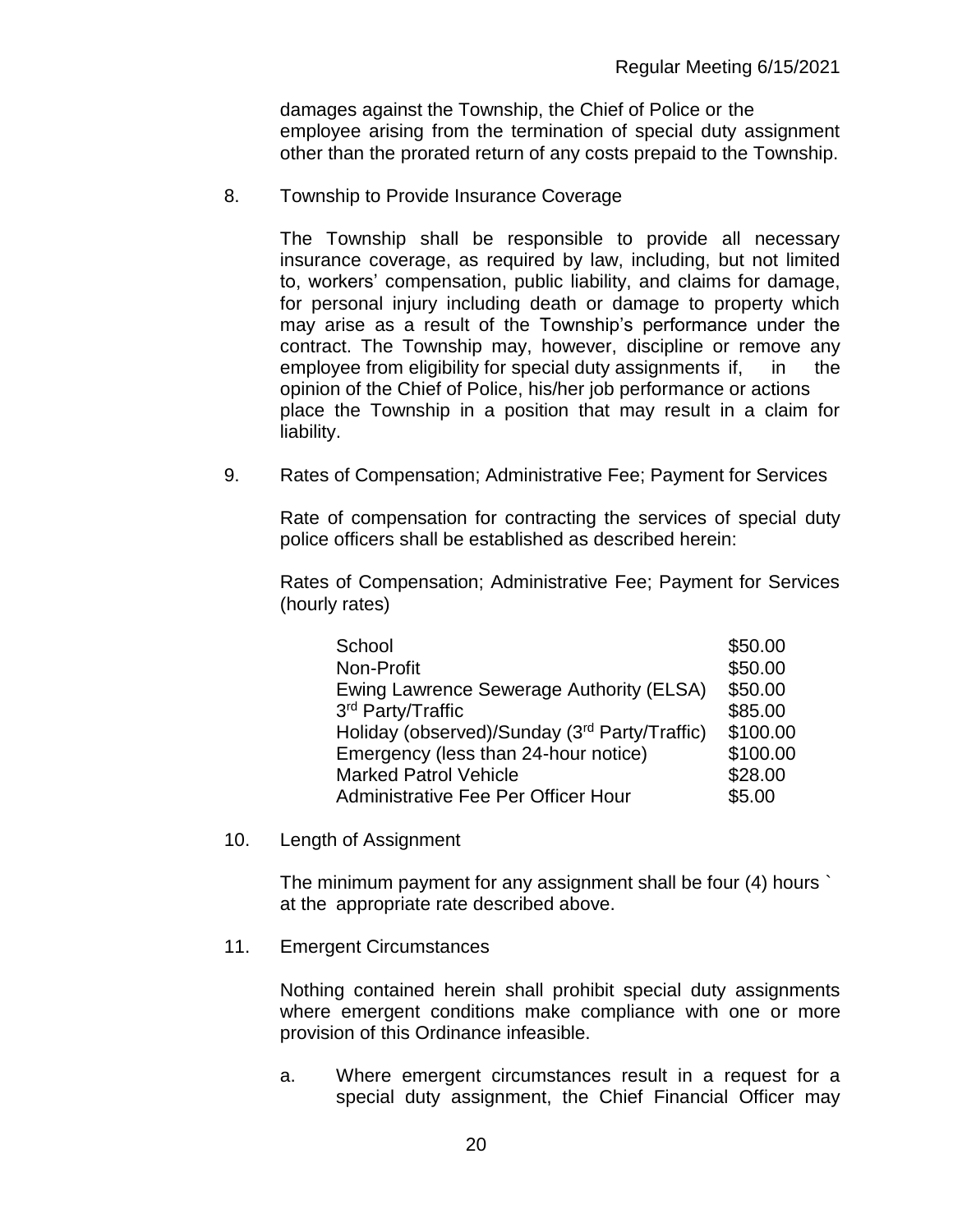damages against the Township, the Chief of Police or the employee arising from the termination of special duty assignment other than the prorated return of any costs prepaid to the Township.

8. Township to Provide Insurance Coverage

   The Township shall be responsible to provide all necessary insurance coverage, as required by law, including, but not limited to, workers' compensation, public liability, and claims for damage, for personal injury including death or damage to property which may arise as a result of the Township's performance under the contract. The Township may, however, discipline or remove any employee from eligibility for special duty assignments if, in the opinion of the Chief of Police, his/her job performance or actions place the Township in a position that may result in a claim for liability.

9. Rates of Compensation; Administrative Fee; Payment for Services

   Rate of compensation for contracting the services of special duty police officers shall be established as described herein:

   Rates of Compensation; Administrative Fee; Payment for Services (hourly rates)

| | |
|---|---|
| School | $50.00 |
| Non-Profit | $50.00 |
| Ewing Lawrence Sewerage Authority (ELSA) | $50.00 |
| 3rd Party/Traffic | $85.00 |
| Holiday (observed)/Sunday (3rd Party/Traffic) | $100.00 |
| Emergency (less than 24-hour notice) | $100.00 |
| Marked Patrol Vehicle | $28.00 |
| Administrative Fee Per Officer Hour | $5.00 |

10. Length of Assignment

    The minimum payment for any assignment shall be four (4) hours ` at the appropriate rate described above.

11. Emergent Circumstances

    Nothing contained herein shall prohibit special duty assignments where emergent conditions make compliance with one or more provision of this Ordinance infeasible.

    a. Where emergent circumstances result in a request for a special duty assignment, the Chief Financial Officer may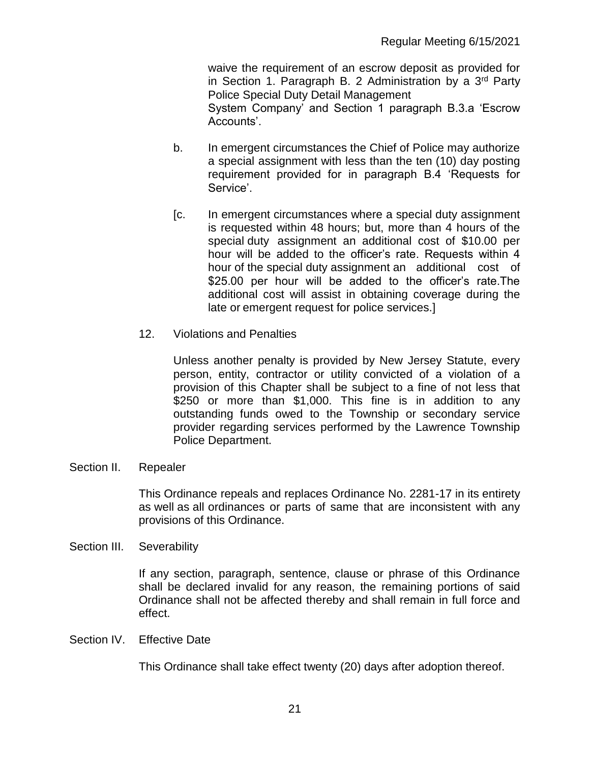waive the requirement of an escrow deposit as provided for in Section 1. Paragraph B. 2 Administration by a 3rd Party Police Special Duty Detail Management System Company' and Section 1 paragraph B.3.a 'Escrow Accounts'.

b. In emergent circumstances the Chief of Police may authorize a special assignment with less than the ten (10) day posting requirement provided for in paragraph B.4 'Requests for Service'.

[c. In emergent circumstances where a special duty assignment is requested within 48 hours; but, more than 4 hours of the special duty assignment an additional cost of $10.00 per hour will be added to the officer's rate. Requests within 4 hour of the special duty assignment an additional cost of $25.00 per hour will be added to the officer's rate.The additional cost will assist in obtaining coverage during the late or emergent request for police services.]

12. Violations and Penalties

Unless another penalty is provided by New Jersey Statute, every person, entity, contractor or utility convicted of a violation of a provision of this Chapter shall be subject to a fine of not less that $250 or more than $1,000. This fine is in addition to any outstanding funds owed to the Township or secondary service provider regarding services performed by the Lawrence Township Police Department.

Section II. Repealer

This Ordinance repeals and replaces Ordinance No. 2281-17 in its entirety as well as all ordinances or parts of same that are inconsistent with any provisions of this Ordinance.

Section III. Severability

If any section, paragraph, sentence, clause or phrase of this Ordinance shall be declared invalid for any reason, the remaining portions of said Ordinance shall not be affected thereby and shall remain in full force and effect.

Section IV. Effective Date

This Ordinance shall take effect twenty (20) days after adoption thereof.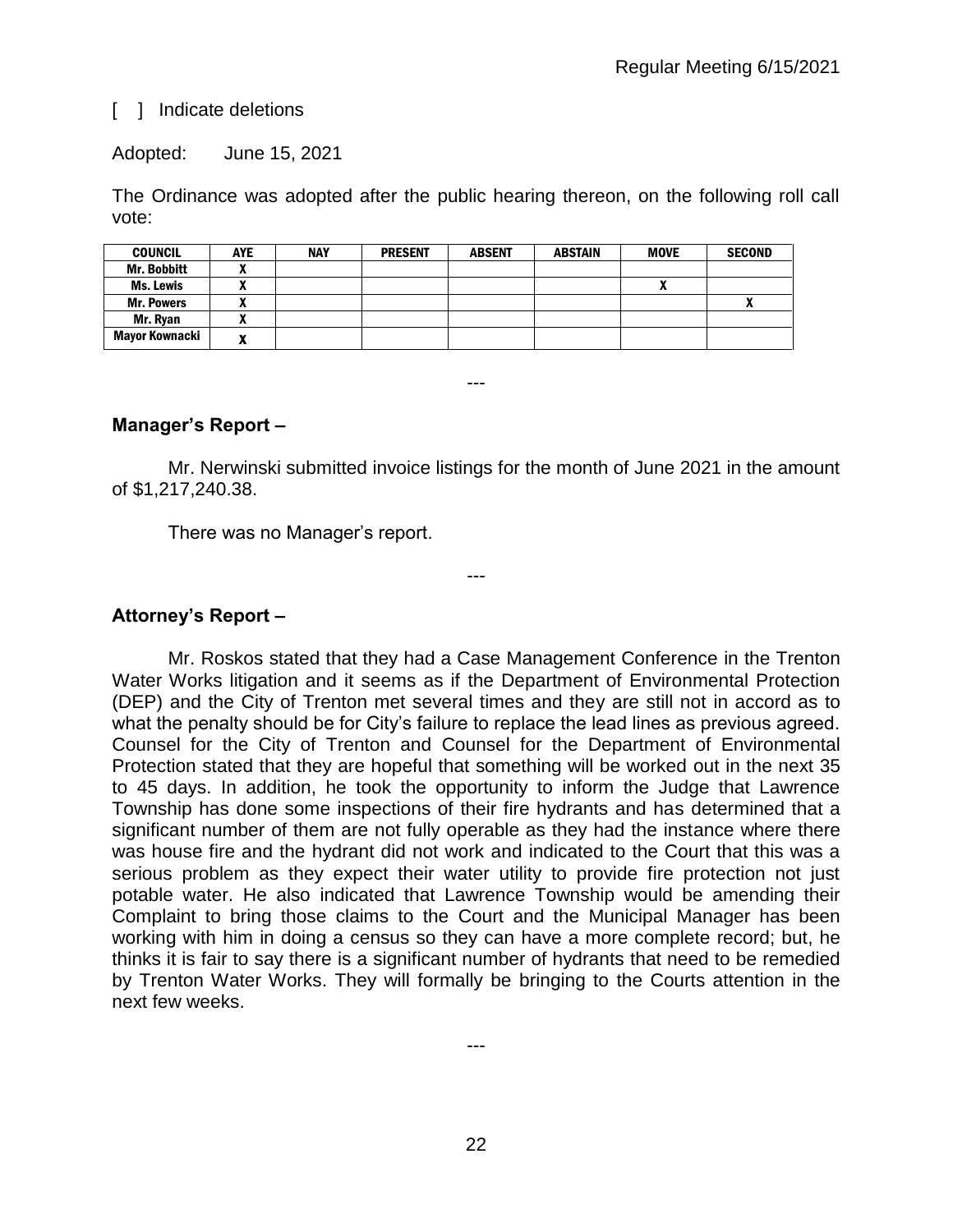[ ] Indicate deletions

Adopted: June 15, 2021

The Ordinance was adopted after the public hearing thereon, on the following roll call vote:

| COUNCIL | AYE | NAY | PRESENT | ABSENT | ABSTAIN | MOVE | SECOND |
|---|---|---|---|---|---|---|---|
| Mr. Bobbitt | X | | | | | | |
| Ms. Lewis | X | | | | | X | |
| Mr. Powers | X | | | | | | X |
| Mr. Ryan | X | | | | | | |
| Mayor Kownacki | X | | | | | | |

---

## Manager's Report –

Mr. Nerwinski submitted invoice listings for the month of June 2021 in the amount of $1,217,240.38.

There was no Manager's report.

---

## Attorney's Report –

Mr. Roskos stated that they had a Case Management Conference in the Trenton Water Works litigation and it seems as if the Department of Environmental Protection (DEP) and the City of Trenton met several times and they are still not in accord as to what the penalty should be for City's failure to replace the lead lines as previous agreed. Counsel for the City of Trenton and Counsel for the Department of Environmental Protection stated that they are hopeful that something will be worked out in the next 35 to 45 days. In addition, he took the opportunity to inform the Judge that Lawrence Township has done some inspections of their fire hydrants and has determined that a significant number of them are not fully operable as they had the instance where there was house fire and the hydrant did not work and indicated to the Court that this was a serious problem as they expect their water utility to provide fire protection not just potable water. He also indicated that Lawrence Township would be amending their Complaint to bring those claims to the Court and the Municipal Manager has been working with him in doing a census so they can have a more complete record; but, he thinks it is fair to say there is a significant number of hydrants that need to be remedied by Trenton Water Works. They will formally be bringing to the Courts attention in the next few weeks.

---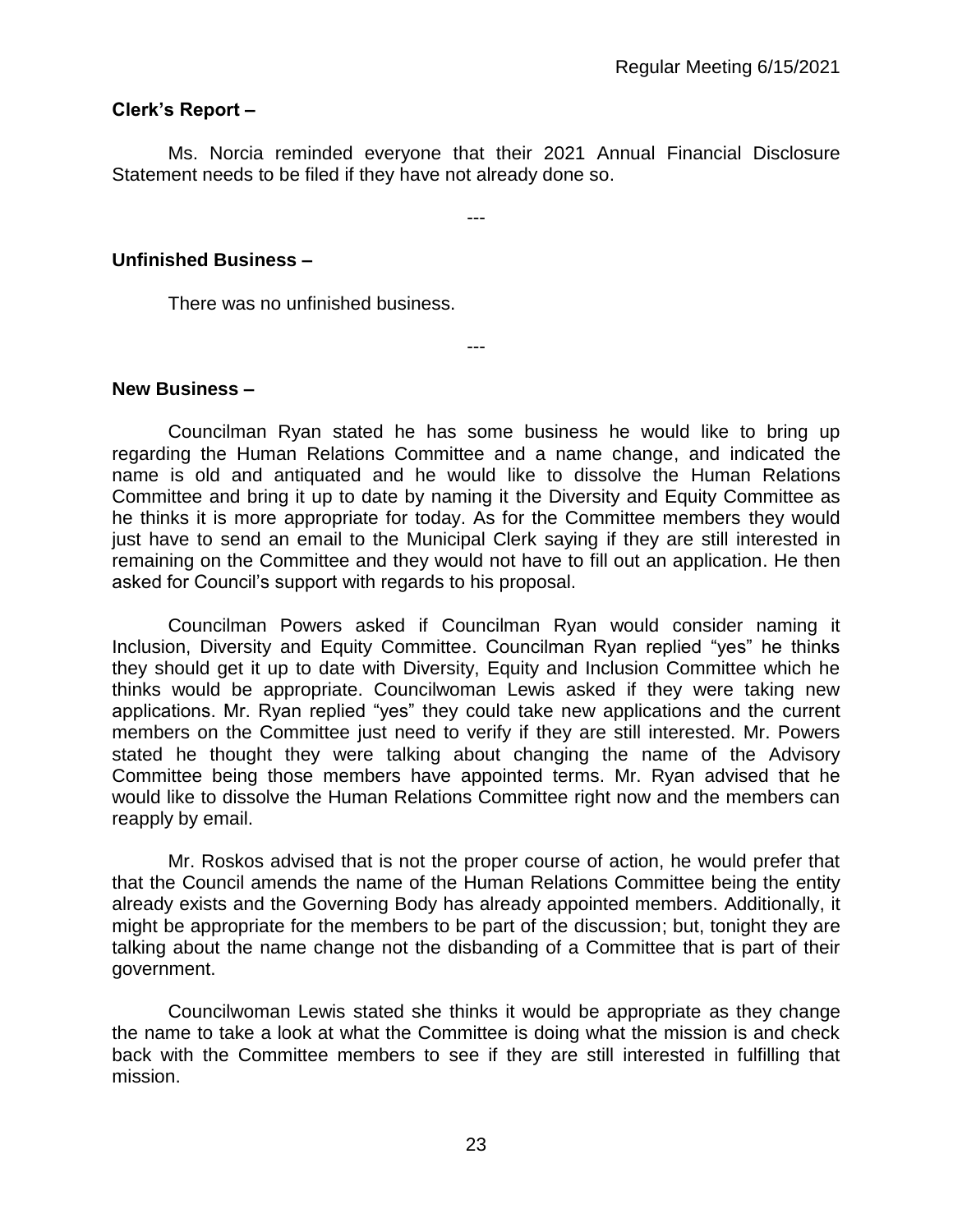**Clerk's Report –**

Ms. Norcia reminded everyone that their 2021 Annual Financial Disclosure Statement needs to be filed if they have not already done so.

---

**Unfinished Business –**

There was no unfinished business.

---

**New Business –**

Councilman Ryan stated he has some business he would like to bring up regarding the Human Relations Committee and a name change, and indicated the name is old and antiquated and he would like to dissolve the Human Relations Committee and bring it up to date by naming it the Diversity and Equity Committee as he thinks it is more appropriate for today. As for the Committee members they would just have to send an email to the Municipal Clerk saying if they are still interested in remaining on the Committee and they would not have to fill out an application. He then asked for Council's support with regards to his proposal.

Councilman Powers asked if Councilman Ryan would consider naming it Inclusion, Diversity and Equity Committee. Councilman Ryan replied "yes" he thinks they should get it up to date with Diversity, Equity and Inclusion Committee which he thinks would be appropriate. Councilwoman Lewis asked if they were taking new applications. Mr. Ryan replied "yes" they could take new applications and the current members on the Committee just need to verify if they are still interested. Mr. Powers stated he thought they were talking about changing the name of the Advisory Committee being those members have appointed terms. Mr. Ryan advised that he would like to dissolve the Human Relations Committee right now and the members can reapply by email.

Mr. Roskos advised that is not the proper course of action, he would prefer that that the Council amends the name of the Human Relations Committee being the entity already exists and the Governing Body has already appointed members. Additionally, it might be appropriate for the members to be part of the discussion; but, tonight they are talking about the name change not the disbanding of a Committee that is part of their government.

Councilwoman Lewis stated she thinks it would be appropriate as they change the name to take a look at what the Committee is doing what the mission is and check back with the Committee members to see if they are still interested in fulfilling that mission.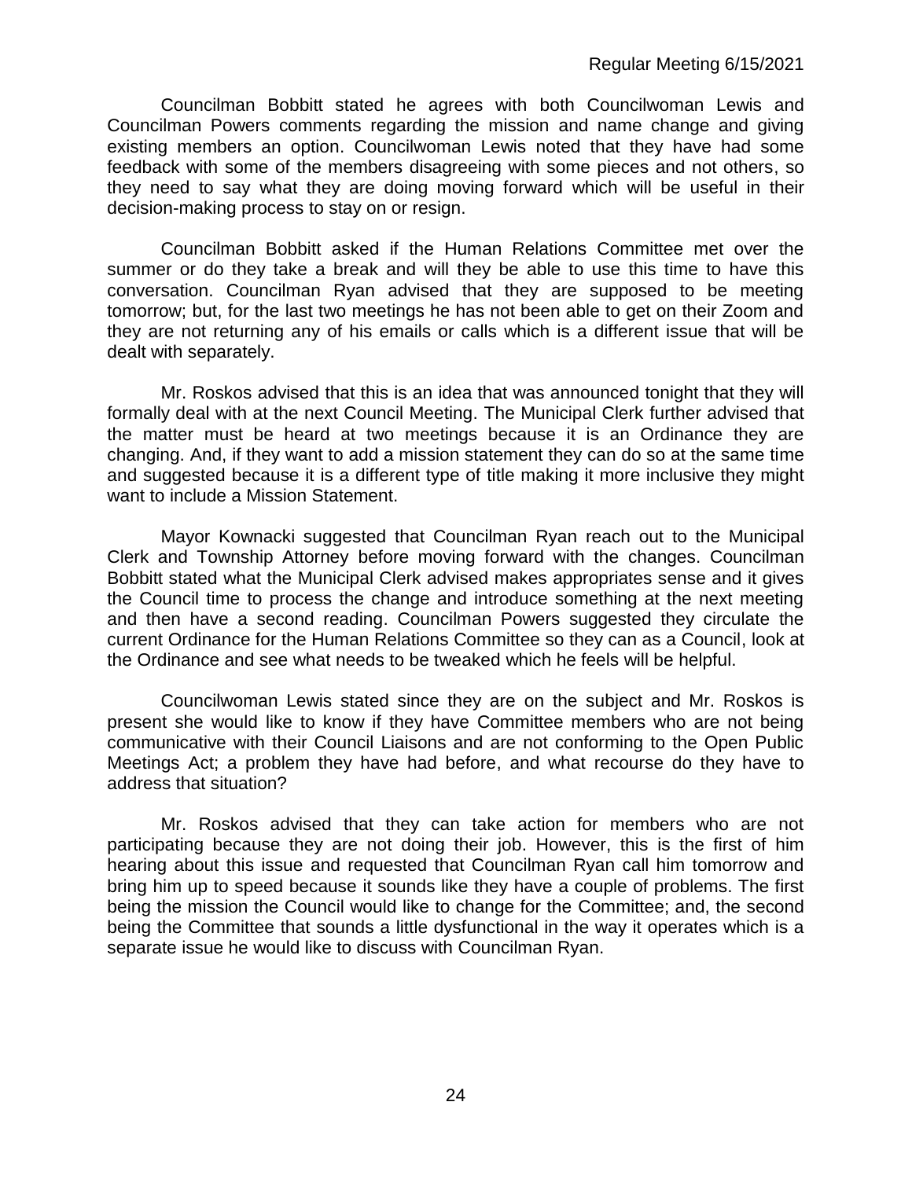Councilman Bobbitt stated he agrees with both Councilwoman Lewis and Councilman Powers comments regarding the mission and name change and giving existing members an option. Councilwoman Lewis noted that they have had some feedback with some of the members disagreeing with some pieces and not others, so they need to say what they are doing moving forward which will be useful in their decision-making process to stay on or resign.

Councilman Bobbitt asked if the Human Relations Committee met over the summer or do they take a break and will they be able to use this time to have this conversation. Councilman Ryan advised that they are supposed to be meeting tomorrow; but, for the last two meetings he has not been able to get on their Zoom and they are not returning any of his emails or calls which is a different issue that will be dealt with separately.

Mr. Roskos advised that this is an idea that was announced tonight that they will formally deal with at the next Council Meeting. The Municipal Clerk further advised that the matter must be heard at two meetings because it is an Ordinance they are changing. And, if they want to add a mission statement they can do so at the same time and suggested because it is a different type of title making it more inclusive they might want to include a Mission Statement.

Mayor Kownacki suggested that Councilman Ryan reach out to the Municipal Clerk and Township Attorney before moving forward with the changes. Councilman Bobbitt stated what the Municipal Clerk advised makes appropriates sense and it gives the Council time to process the change and introduce something at the next meeting and then have a second reading. Councilman Powers suggested they circulate the current Ordinance for the Human Relations Committee so they can as a Council, look at the Ordinance and see what needs to be tweaked which he feels will be helpful.

Councilwoman Lewis stated since they are on the subject and Mr. Roskos is present she would like to know if they have Committee members who are not being communicative with their Council Liaisons and are not conforming to the Open Public Meetings Act; a problem they have had before, and what recourse do they have to address that situation?

Mr. Roskos advised that they can take action for members who are not participating because they are not doing their job. However, this is the first of him hearing about this issue and requested that Councilman Ryan call him tomorrow and bring him up to speed because it sounds like they have a couple of problems. The first being the mission the Council would like to change for the Committee; and, the second being the Committee that sounds a little dysfunctional in the way it operates which is a separate issue he would like to discuss with Councilman Ryan.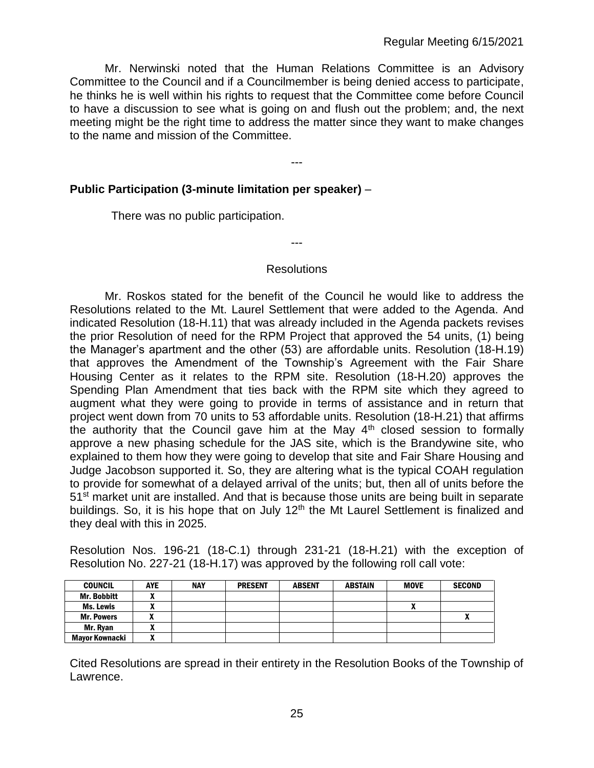Mr. Nerwinski noted that the Human Relations Committee is an Advisory Committee to the Council and if a Councilmember is being denied access to participate, he thinks he is well within his rights to request that the Committee come before Council to have a discussion to see what is going on and flush out the problem; and, the next meeting might be the right time to address the matter since they want to make changes to the name and mission of the Committee.

---

**Public Participation (3-minute limitation per speaker)** –

There was no public participation.

---

Resolutions

Mr. Roskos stated for the benefit of the Council he would like to address the Resolutions related to the Mt. Laurel Settlement that were added to the Agenda. And indicated Resolution (18-H.11) that was already included in the Agenda packets revises the prior Resolution of need for the RPM Project that approved the 54 units, (1) being the Manager's apartment and the other (53) are affordable units. Resolution (18-H.19) that approves the Amendment of the Township's Agreement with the Fair Share Housing Center as it relates to the RPM site. Resolution (18-H.20) approves the Spending Plan Amendment that ties back with the RPM site which they agreed to augment what they were going to provide in terms of assistance and in return that project went down from 70 units to 53 affordable units. Resolution (18-H.21) that affirms the authority that the Council gave him at the May 4th closed session to formally approve a new phasing schedule for the JAS site, which is the Brandywine site, who explained to them how they were going to develop that site and Fair Share Housing and Judge Jacobson supported it. So, they are altering what is the typical COAH regulation to provide for somewhat of a delayed arrival of the units; but, then all of units before the 51st market unit are installed. And that is because those units are being built in separate buildings. So, it is his hope that on July 12th the Mt Laurel Settlement is finalized and they deal with this in 2025.

Resolution Nos. 196-21 (18-C.1) through 231-21 (18-H.21) with the exception of Resolution No. 227-21 (18-H.17) was approved by the following roll call vote:

| COUNCIL | AYE | NAY | PRESENT | ABSENT | ABSTAIN | MOVE | SECOND |
|---|---|---|---|---|---|---|---|
| Mr. Bobbitt | X | | | | | | |
| Ms. Lewis | X | | | | | X | |
| Mr. Powers | X | | | | | | X |
| Mr. Ryan | X | | | | | | |
| Mayor Kownacki | X | | | | | | |

Cited Resolutions are spread in their entirety in the Resolution Books of the Township of Lawrence.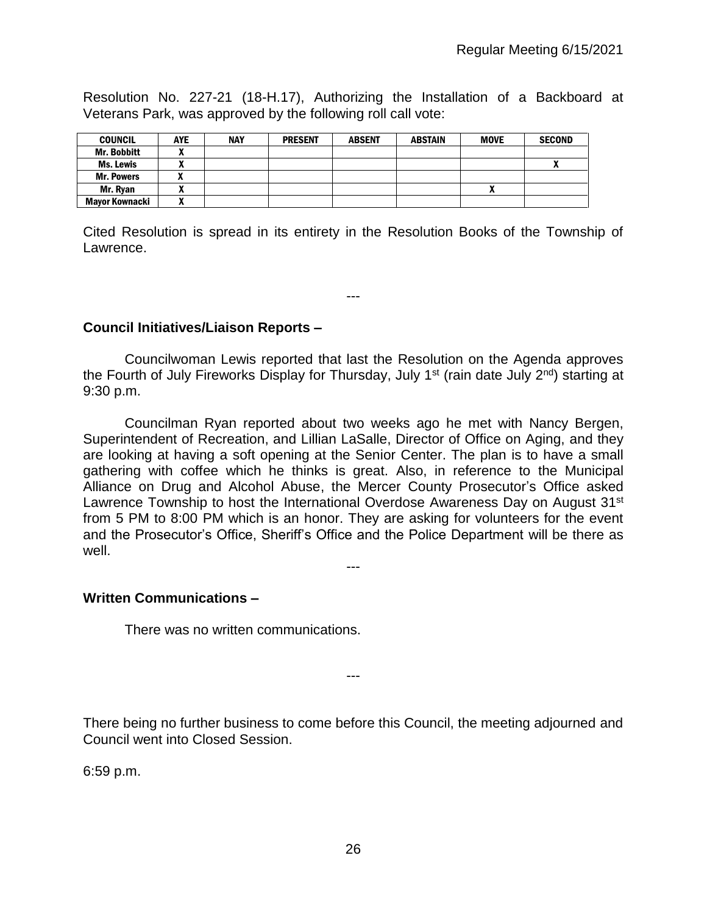Resolution No. 227-21 (18-H.17), Authorizing the Installation of a Backboard at Veterans Park, was approved by the following roll call vote:

| COUNCIL | AYE | NAY | PRESENT | ABSENT | ABSTAIN | MOVE | SECOND |
| --- | --- | --- | --- | --- | --- | --- | --- |
| Mr. Bobbitt | X | | | | | | |
| Ms. Lewis | X | | | | | | X |
| Mr. Powers | X | | | | | | |
| Mr. Ryan | X | | | | | X | |
| Mayor Kownacki | X | | | | | | |

Cited Resolution is spread in its entirety in the Resolution Books of the Township of Lawrence.

---

**Council Initiatives/Liaison Reports –**

Councilwoman Lewis reported that last the Resolution on the Agenda approves the Fourth of July Fireworks Display for Thursday, July 1st (rain date July 2nd) starting at 9:30 p.m.

Councilman Ryan reported about two weeks ago he met with Nancy Bergen, Superintendent of Recreation, and Lillian LaSalle, Director of Office on Aging, and they are looking at having a soft opening at the Senior Center. The plan is to have a small gathering with coffee which he thinks is great. Also, in reference to the Municipal Alliance on Drug and Alcohol Abuse, the Mercer County Prosecutor's Office asked Lawrence Township to host the International Overdose Awareness Day on August 31st from 5 PM to 8:00 PM which is an honor. They are asking for volunteers for the event and the Prosecutor's Office, Sheriff's Office and the Police Department will be there as well.

---

**Written Communications –**

There was no written communications.

---

There being no further business to come before this Council, the meeting adjourned and Council went into Closed Session.

6:59 p.m.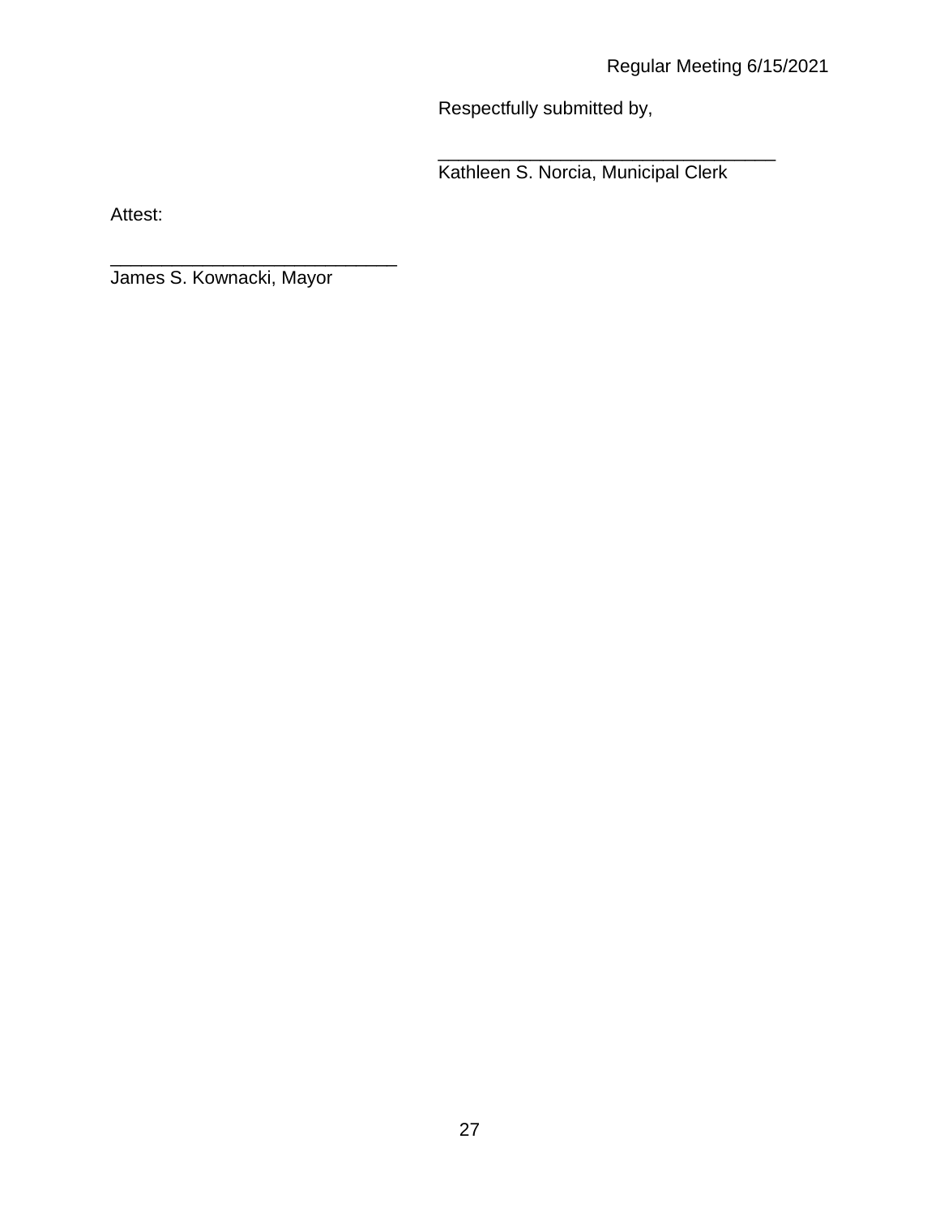Respectfully submitted by,

__________________________________
Kathleen S. Norcia, Municipal Clerk

Attest:

_____________________________
James S. Kownacki, Mayor